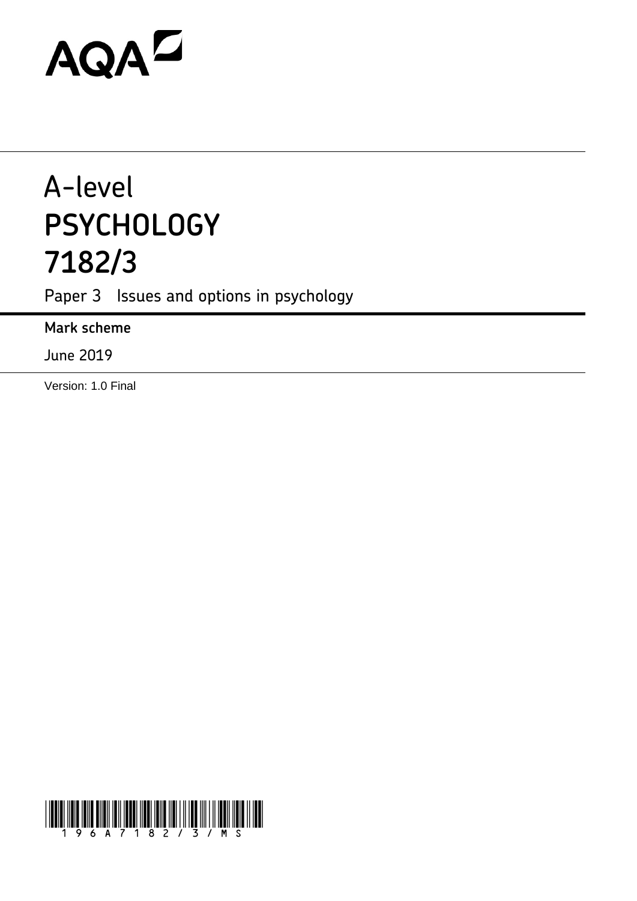AQA

# A-level
# PSYCHOLOGY
# 7182/3

Paper 3 Issues and options in psychology

**Mark scheme**

June 2019

Version: 1.0 Final

196A7182/3/MS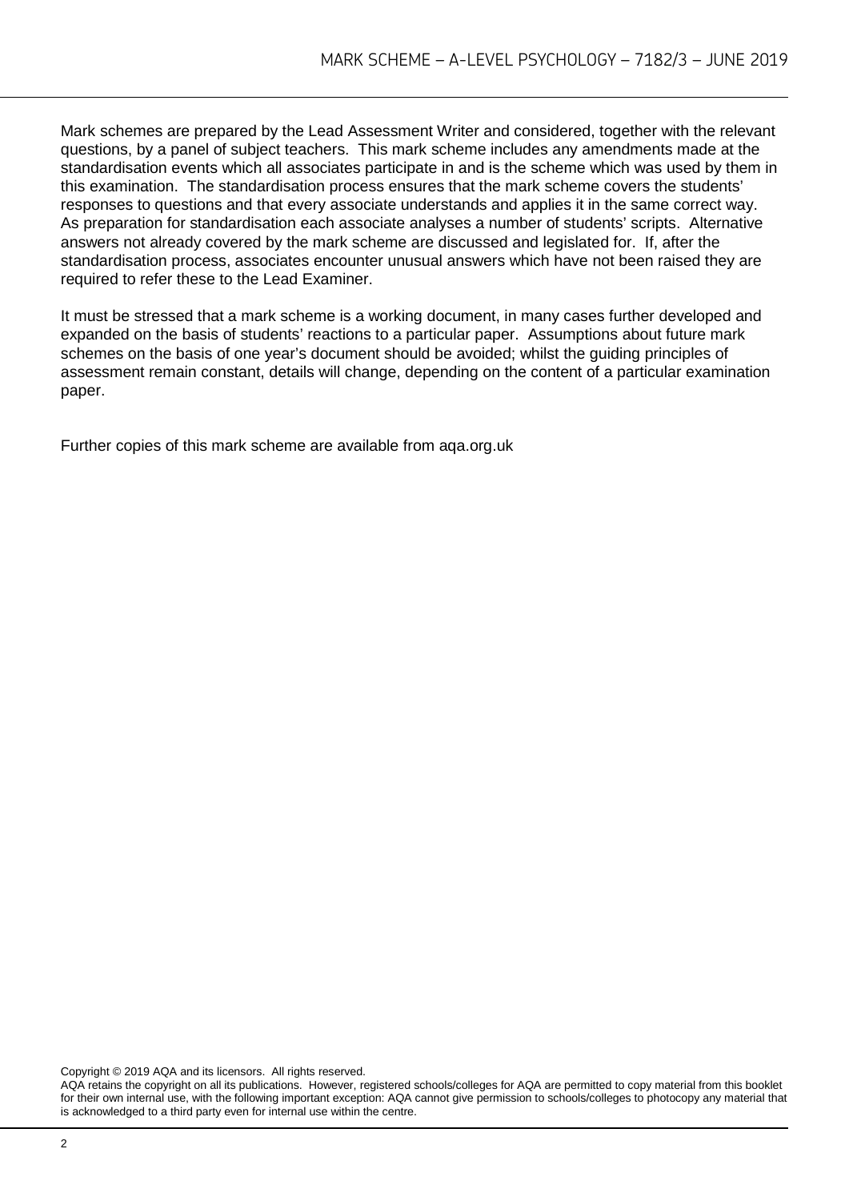Mark schemes are prepared by the Lead Assessment Writer and considered, together with the relevant questions, by a panel of subject teachers. This mark scheme includes any amendments made at the standardisation events which all associates participate in and is the scheme which was used by them in this examination. The standardisation process ensures that the mark scheme covers the students' responses to questions and that every associate understands and applies it in the same correct way. As preparation for standardisation each associate analyses a number of students' scripts. Alternative answers not already covered by the mark scheme are discussed and legislated for. If, after the standardisation process, associates encounter unusual answers which have not been raised they are required to refer these to the Lead Examiner.

It must be stressed that a mark scheme is a working document, in many cases further developed and expanded on the basis of students' reactions to a particular paper. Assumptions about future mark schemes on the basis of one year's document should be avoided; whilst the guiding principles of assessment remain constant, details will change, depending on the content of a particular examination paper.

Further copies of this mark scheme are available from aqa.org.uk

Copyright © 2019 AQA and its licensors. All rights reserved.
AQA retains the copyright on all its publications. However, registered schools/colleges for AQA are permitted to copy material from this booklet for their own internal use, with the following important exception: AQA cannot give permission to schools/colleges to photocopy any material that is acknowledged to a third party even for internal use within the centre.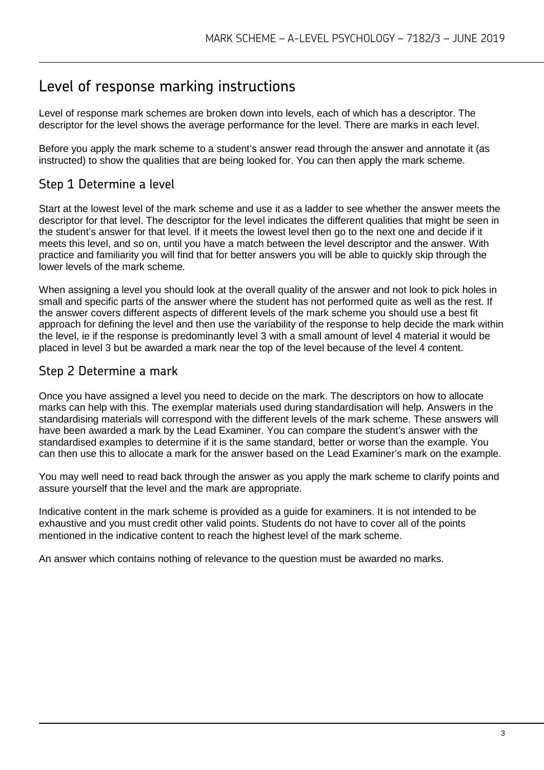# Level of response marking instructions

Level of response mark schemes are broken down into levels, each of which has a descriptor. The descriptor for the level shows the average performance for the level. There are marks in each level.

Before you apply the mark scheme to a student's answer read through the answer and annotate it (as instructed) to show the qualities that are being looked for. You can then apply the mark scheme.

## Step 1 Determine a level

Start at the lowest level of the mark scheme and use it as a ladder to see whether the answer meets the descriptor for that level. The descriptor for the level indicates the different qualities that might be seen in the student's answer for that level. If it meets the lowest level then go to the next one and decide if it meets this level, and so on, until you have a match between the level descriptor and the answer. With practice and familiarity you will find that for better answers you will be able to quickly skip through the lower levels of the mark scheme.

When assigning a level you should look at the overall quality of the answer and not look to pick holes in small and specific parts of the answer where the student has not performed quite as well as the rest. If the answer covers different aspects of different levels of the mark scheme you should use a best fit approach for defining the level and then use the variability of the response to help decide the mark within the level, ie if the response is predominantly level 3 with a small amount of level 4 material it would be placed in level 3 but be awarded a mark near the top of the level because of the level 4 content.

## Step 2 Determine a mark

Once you have assigned a level you need to decide on the mark. The descriptors on how to allocate marks can help with this. The exemplar materials used during standardisation will help. Answers in the standardising materials will correspond with the different levels of the mark scheme. These answers will have been awarded a mark by the Lead Examiner. You can compare the student's answer with the standardised examples to determine if it is the same standard, better or worse than the example. You can then use this to allocate a mark for the answer based on the Lead Examiner's mark on the example.

You may well need to read back through the answer as you apply the mark scheme to clarify points and assure yourself that the level and the mark are appropriate.

Indicative content in the mark scheme is provided as a guide for examiners. It is not intended to be exhaustive and you must credit other valid points. Students do not have to cover all of the points mentioned in the indicative content to reach the highest level of the mark scheme.

An answer which contains nothing of relevance to the question must be awarded no marks.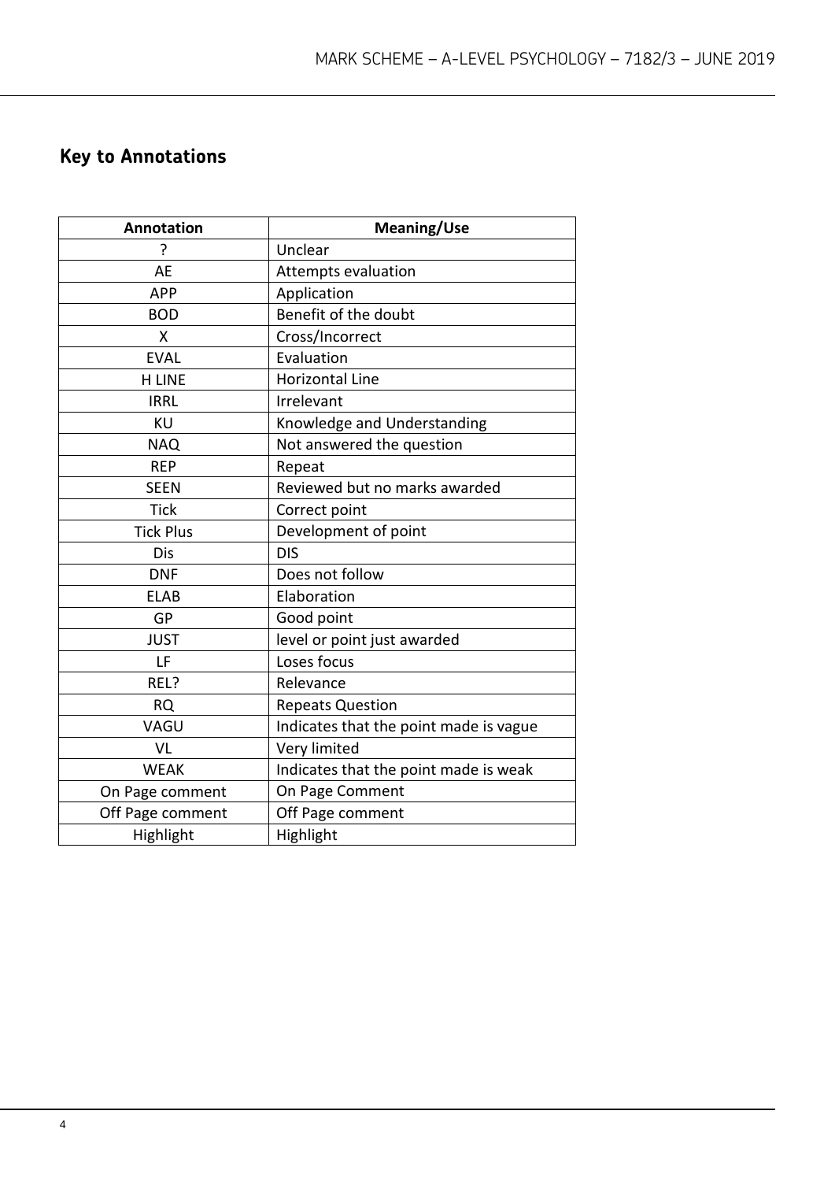## Key to Annotations

| Annotation | Meaning/Use |
|---|---|
| ? | Unclear |
| AE | Attempts evaluation |
| APP | Application |
| BOD | Benefit of the doubt |
| X | Cross/Incorrect |
| EVAL | Evaluation |
| H LINE | Horizontal Line |
| IRRL | Irrelevant |
| KU | Knowledge and Understanding |
| NAQ | Not answered the question |
| REP | Repeat |
| SEEN | Reviewed but no marks awarded |
| Tick | Correct point |
| Tick Plus | Development of point |
| Dis | DIS |
| DNF | Does not follow |
| ELAB | Elaboration |
| GP | Good point |
| JUST | level or point just awarded |
| LF | Loses focus |
| REL? | Relevance |
| RQ | Repeats Question |
| VAGU | Indicates that the point made is vague |
| VL | Very limited |
| WEAK | Indicates that the point made is weak |
| On Page comment | On Page Comment |
| Off Page comment | Off Page comment |
| Highlight | Highlight |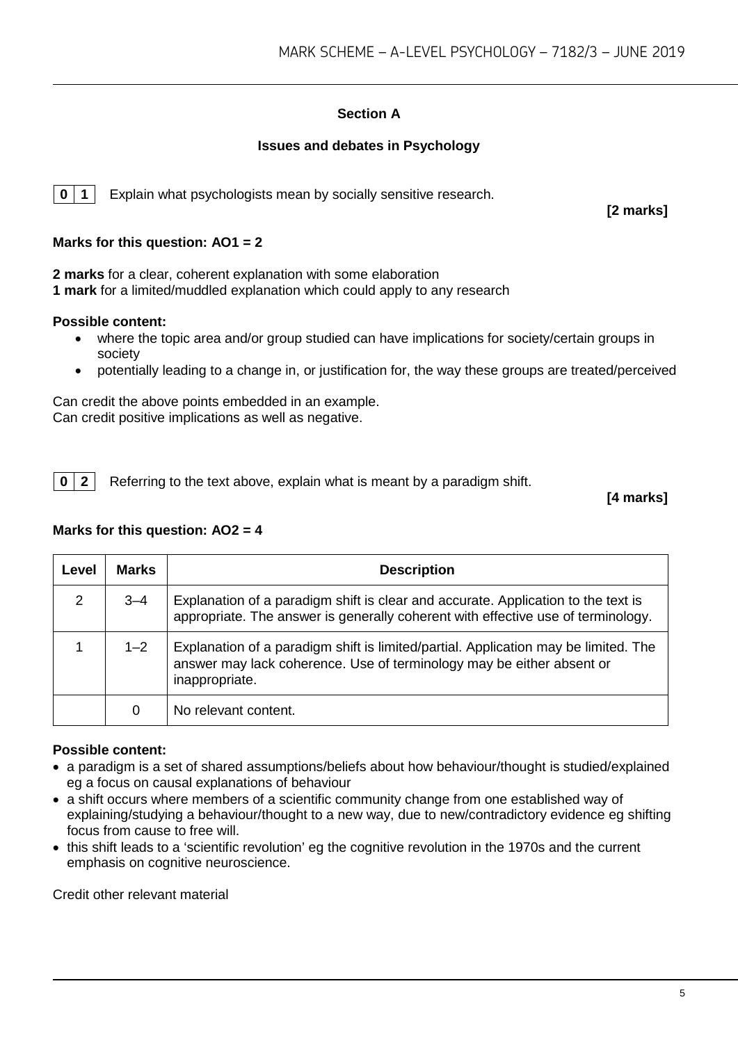## Section A

### Issues and debates in Psychology

**0 1** Explain what psychologists mean by socially sensitive research.

**[2 marks]**

**Marks for this question: AO1 = 2**

**2 marks** for a clear, coherent explanation with some elaboration
**1 mark** for a limited/muddled explanation which could apply to any research

**Possible content:**

- where the topic area and/or group studied can have implications for society/certain groups in society
- potentially leading to a change in, or justification for, the way these groups are treated/perceived

Can credit the above points embedded in an example.
Can credit positive implications as well as negative.

**0 2** Referring to the text above, explain what is meant by a paradigm shift.

**[4 marks]**

**Marks for this question: AO2 = 4**

| Level | Marks | Description |
|---|---|---|
| 2 | 3–4 | Explanation of a paradigm shift is clear and accurate. Application to the text is appropriate. The answer is generally coherent with effective use of terminology. |
| 1 | 1–2 | Explanation of a paradigm shift is limited/partial. Application may be limited. The answer may lack coherence. Use of terminology may be either absent or inappropriate. |
| | 0 | No relevant content. |

**Possible content:**

- a paradigm is a set of shared assumptions/beliefs about how behaviour/thought is studied/explained eg a focus on causal explanations of behaviour
- a shift occurs where members of a scientific community change from one established way of explaining/studying a behaviour/thought to a new way, due to new/contradictory evidence eg shifting focus from cause to free will.
- this shift leads to a 'scientific revolution' eg the cognitive revolution in the 1970s and the current emphasis on cognitive neuroscience.

Credit other relevant material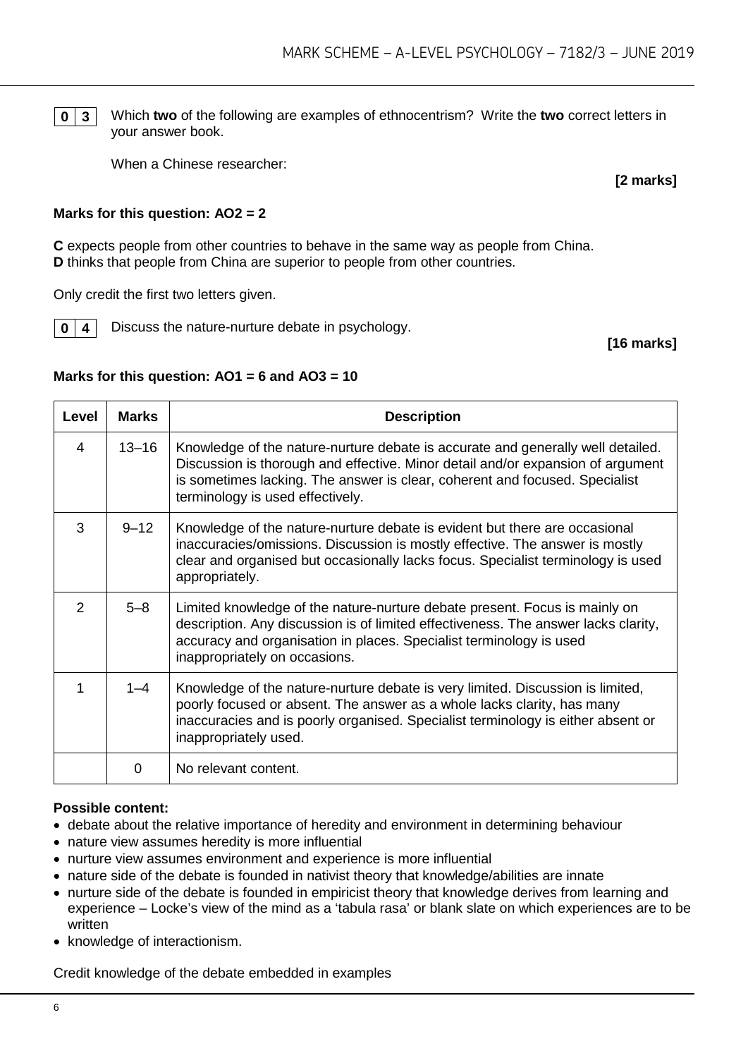**0 3** Which **two** of the following are examples of ethnocentrism? Write the **two** correct letters in your answer book.

When a Chinese researcher:

**[2 marks]**

**Marks for this question: AO2 = 2**

**C** expects people from other countries to behave in the same way as people from China.
**D** thinks that people from China are superior to people from other countries.

Only credit the first two letters given.

**0 4** Discuss the nature-nurture debate in psychology.

**[16 marks]**

**Marks for this question: AO1 = 6 and AO3 = 10**

| Level | Marks | Description |
|---|---|---|
| 4 | 13–16 | Knowledge of the nature-nurture debate is accurate and generally well detailed. Discussion is thorough and effective. Minor detail and/or expansion of argument is sometimes lacking. The answer is clear, coherent and focused. Specialist terminology is used effectively. |
| 3 | 9–12 | Knowledge of the nature-nurture debate is evident but there are occasional inaccuracies/omissions. Discussion is mostly effective. The answer is mostly clear and organised but occasionally lacks focus. Specialist terminology is used appropriately. |
| 2 | 5–8 | Limited knowledge of the nature-nurture debate present. Focus is mainly on description. Any discussion is of limited effectiveness. The answer lacks clarity, accuracy and organisation in places. Specialist terminology is used inappropriately on occasions. |
| 1 | 1–4 | Knowledge of the nature-nurture debate is very limited. Discussion is limited, poorly focused or absent. The answer as a whole lacks clarity, has many inaccuracies and is poorly organised. Specialist terminology is either absent or inappropriately used. |
| | 0 | No relevant content. |

**Possible content:**

- debate about the relative importance of heredity and environment in determining behaviour
- nature view assumes heredity is more influential
- nurture view assumes environment and experience is more influential
- nature side of the debate is founded in nativist theory that knowledge/abilities are innate
- nurture side of the debate is founded in empiricist theory that knowledge derives from learning and experience – Locke's view of the mind as a 'tabula rasa' or blank slate on which experiences are to be written
- knowledge of interactionism.

Credit knowledge of the debate embedded in examples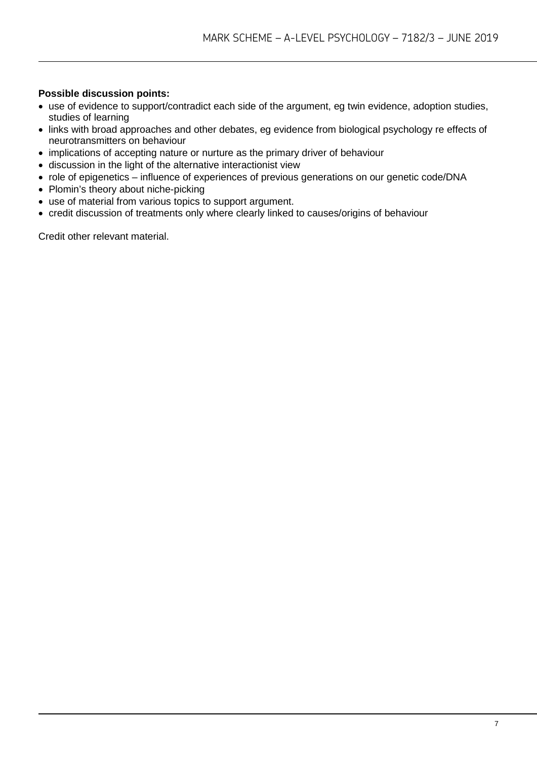**Possible discussion points:**

- use of evidence to support/contradict each side of the argument, eg twin evidence, adoption studies, studies of learning
- links with broad approaches and other debates, eg evidence from biological psychology re effects of neurotransmitters on behaviour
- implications of accepting nature or nurture as the primary driver of behaviour
- discussion in the light of the alternative interactionist view
- role of epigenetics – influence of experiences of previous generations on our genetic code/DNA
- Plomin's theory about niche-picking
- use of material from various topics to support argument.
- credit discussion of treatments only where clearly linked to causes/origins of behaviour

Credit other relevant material.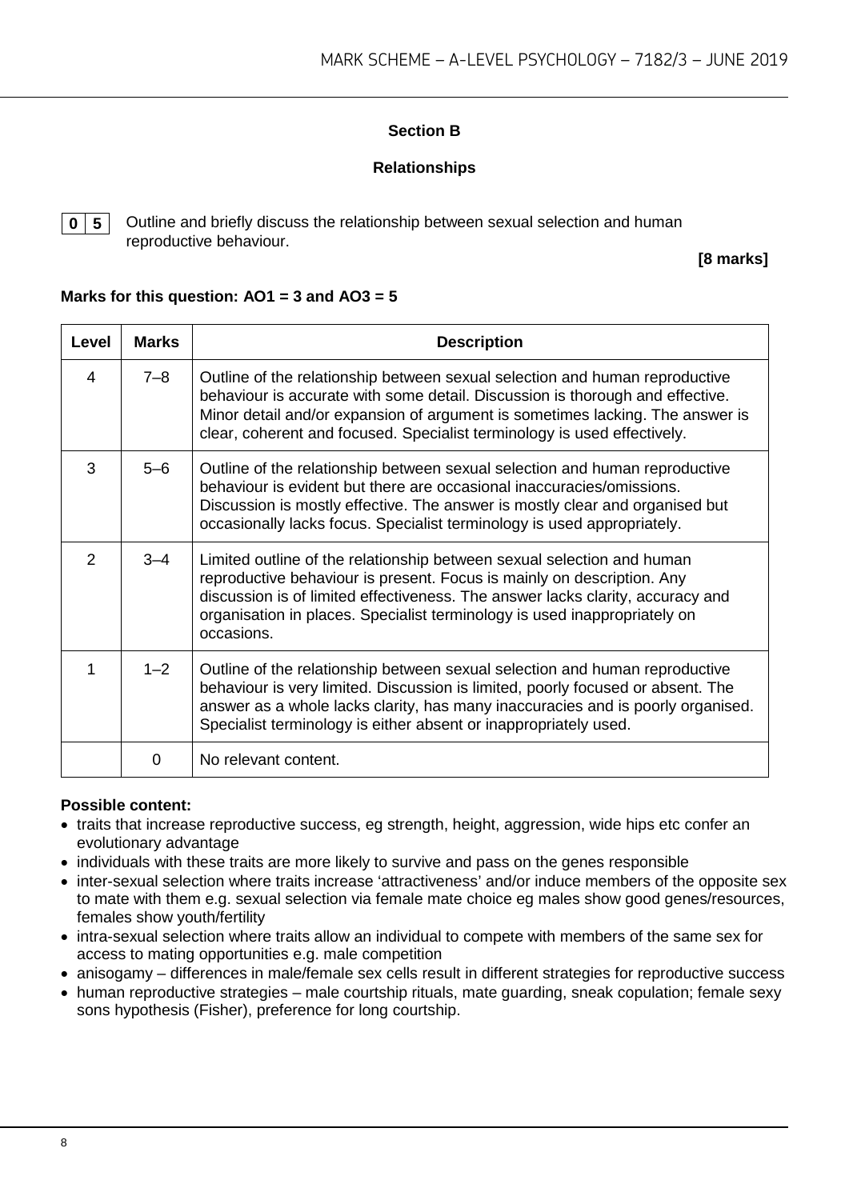## Section B

### Relationships

**0 5** Outline and briefly discuss the relationship between sexual selection and human reproductive behaviour.

**[8 marks]**

**Marks for this question: AO1 = 3 and AO3 = 5**

| Level | Marks | Description |
| --- | --- | --- |
| 4 | 7–8 | Outline of the relationship between sexual selection and human reproductive behaviour is accurate with some detail. Discussion is thorough and effective. Minor detail and/or expansion of argument is sometimes lacking. The answer is clear, coherent and focused. Specialist terminology is used effectively. |
| 3 | 5–6 | Outline of the relationship between sexual selection and human reproductive behaviour is evident but there are occasional inaccuracies/omissions. Discussion is mostly effective. The answer is mostly clear and organised but occasionally lacks focus. Specialist terminology is used appropriately. |
| 2 | 3–4 | Limited outline of the relationship between sexual selection and human reproductive behaviour is present. Focus is mainly on description. Any discussion is of limited effectiveness. The answer lacks clarity, accuracy and organisation in places. Specialist terminology is used inappropriately on occasions. |
| 1 | 1–2 | Outline of the relationship between sexual selection and human reproductive behaviour is very limited. Discussion is limited, poorly focused or absent. The answer as a whole lacks clarity, has many inaccuracies and is poorly organised. Specialist terminology is either absent or inappropriately used. |
| | 0 | No relevant content. |

**Possible content:**

- traits that increase reproductive success, eg strength, height, aggression, wide hips etc confer an evolutionary advantage
- individuals with these traits are more likely to survive and pass on the genes responsible
- inter-sexual selection where traits increase 'attractiveness' and/or induce members of the opposite sex to mate with them e.g. sexual selection via female mate choice eg males show good genes/resources, females show youth/fertility
- intra-sexual selection where traits allow an individual to compete with members of the same sex for access to mating opportunities e.g. male competition
- anisogamy – differences in male/female sex cells result in different strategies for reproductive success
- human reproductive strategies – male courtship rituals, mate guarding, sneak copulation; female sexy sons hypothesis (Fisher), preference for long courtship.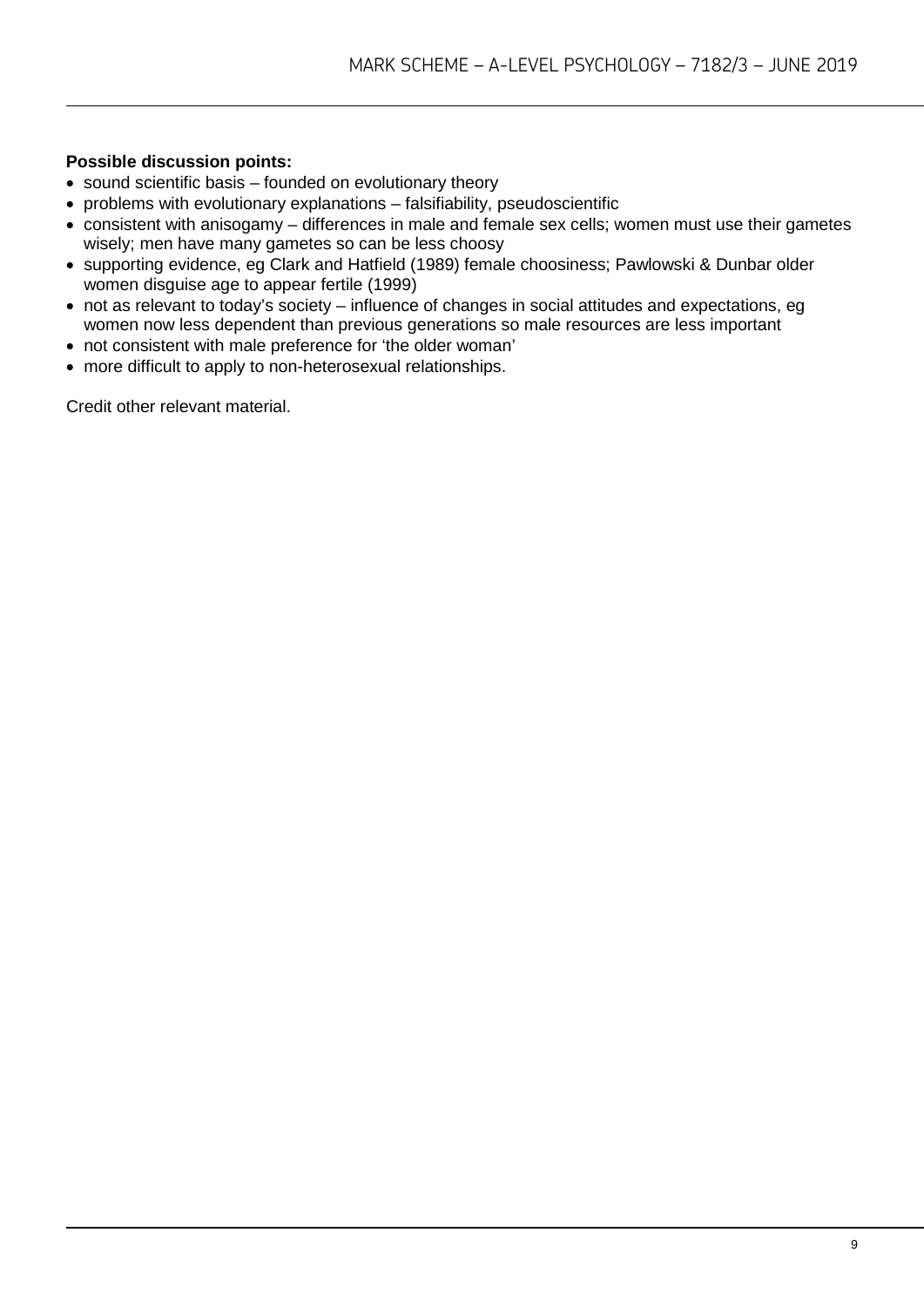**Possible discussion points:**

- sound scientific basis – founded on evolutionary theory
- problems with evolutionary explanations – falsifiability, pseudoscientific
- consistent with anisogamy – differences in male and female sex cells; women must use their gametes wisely; men have many gametes so can be less choosy
- supporting evidence, eg Clark and Hatfield (1989) female choosiness; Pawlowski & Dunbar older women disguise age to appear fertile (1999)
- not as relevant to today's society – influence of changes in social attitudes and expectations, eg women now less dependent than previous generations so male resources are less important
- not consistent with male preference for 'the older woman'
- more difficult to apply to non-heterosexual relationships.

Credit other relevant material.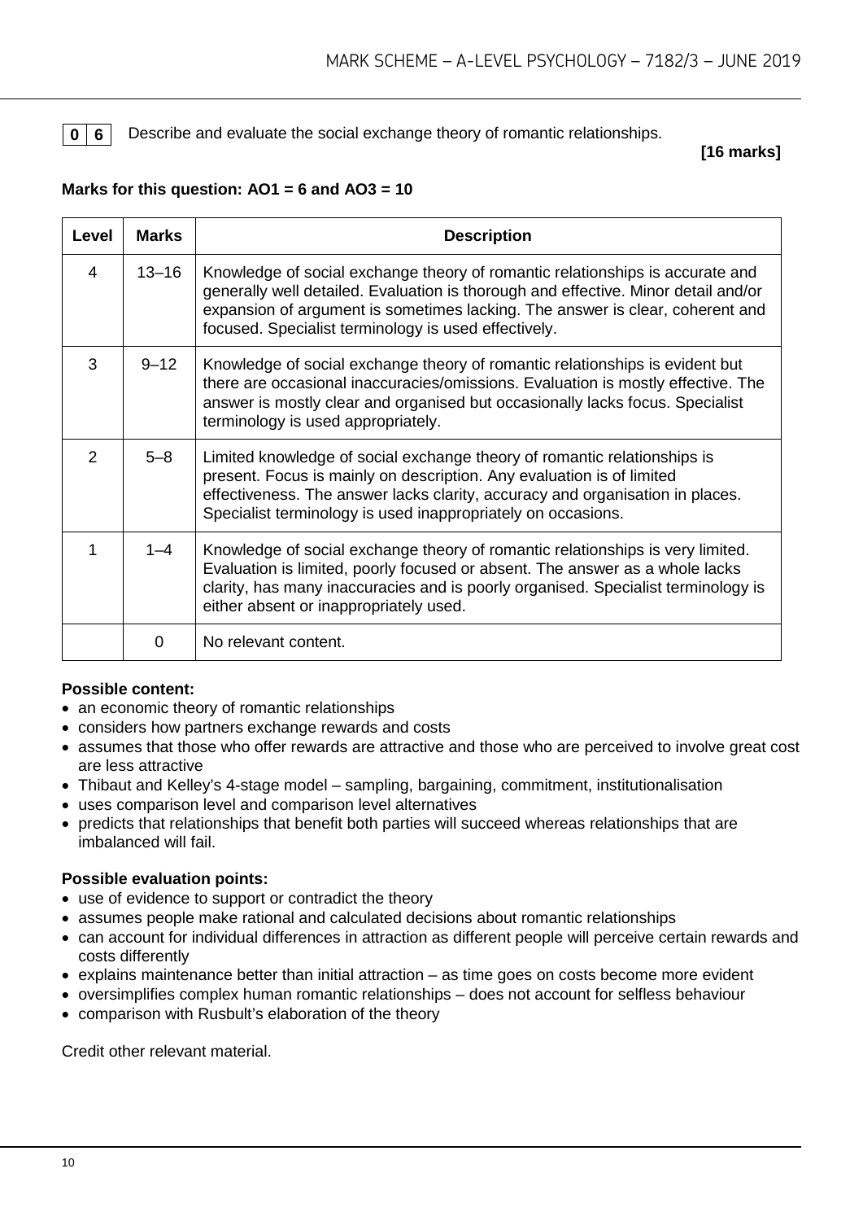**0 6** Describe and evaluate the social exchange theory of romantic relationships.

**[16 marks]**

**Marks for this question: AO1 = 6 and AO3 = 10**

| Level | Marks | Description |
|---|---|---|
| 4 | 13–16 | Knowledge of social exchange theory of romantic relationships is accurate and generally well detailed. Evaluation is thorough and effective. Minor detail and/or expansion of argument is sometimes lacking. The answer is clear, coherent and focused. Specialist terminology is used effectively. |
| 3 | 9–12 | Knowledge of social exchange theory of romantic relationships is evident but there are occasional inaccuracies/omissions. Evaluation is mostly effective. The answer is mostly clear and organised but occasionally lacks focus. Specialist terminology is used appropriately. |
| 2 | 5–8 | Limited knowledge of social exchange theory of romantic relationships is present. Focus is mainly on description. Any evaluation is of limited effectiveness. The answer lacks clarity, accuracy and organisation in places. Specialist terminology is used inappropriately on occasions. |
| 1 | 1–4 | Knowledge of social exchange theory of romantic relationships is very limited. Evaluation is limited, poorly focused or absent. The answer as a whole lacks clarity, has many inaccuracies and is poorly organised. Specialist terminology is either absent or inappropriately used. |
| | 0 | No relevant content. |

**Possible content:**

- an economic theory of romantic relationships
- considers how partners exchange rewards and costs
- assumes that those who offer rewards are attractive and those who are perceived to involve great cost are less attractive
- Thibaut and Kelley's 4-stage model – sampling, bargaining, commitment, institutionalisation
- uses comparison level and comparison level alternatives
- predicts that relationships that benefit both parties will succeed whereas relationships that are imbalanced will fail.

**Possible evaluation points:**

- use of evidence to support or contradict the theory
- assumes people make rational and calculated decisions about romantic relationships
- can account for individual differences in attraction as different people will perceive certain rewards and costs differently
- explains maintenance better than initial attraction – as time goes on costs become more evident
- oversimplifies complex human romantic relationships – does not account for selfless behaviour
- comparison with Rusbult's elaboration of the theory

Credit other relevant material.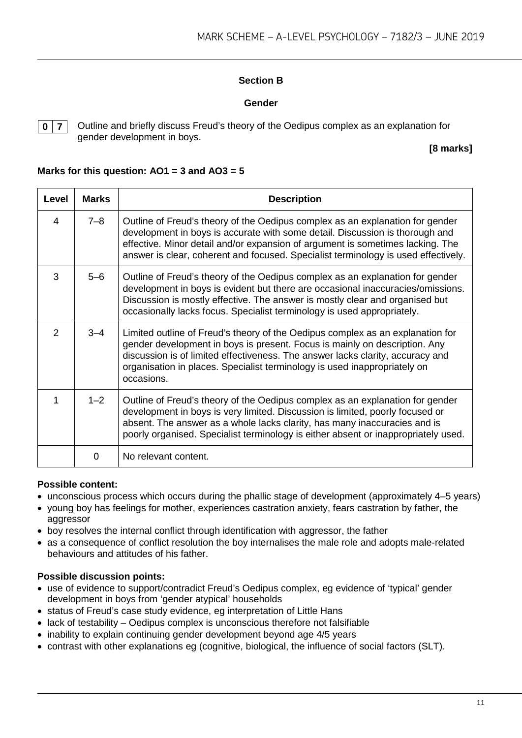## Section B

### Gender

**0 7** Outline and briefly discuss Freud's theory of the Oedipus complex as an explanation for gender development in boys.

**[8 marks]**

**Marks for this question: AO1 = 3 and AO3 = 5**

| Level | Marks | Description |
|---|---|---|
| 4 | 7–8 | Outline of Freud's theory of the Oedipus complex as an explanation for gender development in boys is accurate with some detail. Discussion is thorough and effective. Minor detail and/or expansion of argument is sometimes lacking. The answer is clear, coherent and focused. Specialist terminology is used effectively. |
| 3 | 5–6 | Outline of Freud's theory of the Oedipus complex as an explanation for gender development in boys is evident but there are occasional inaccuracies/omissions. Discussion is mostly effective. The answer is mostly clear and organised but occasionally lacks focus. Specialist terminology is used appropriately. |
| 2 | 3–4 | Limited outline of Freud's theory of the Oedipus complex as an explanation for gender development in boys is present. Focus is mainly on description. Any discussion is of limited effectiveness. The answer lacks clarity, accuracy and organisation in places. Specialist terminology is used inappropriately on occasions. |
| 1 | 1–2 | Outline of Freud's theory of the Oedipus complex as an explanation for gender development in boys is very limited. Discussion is limited, poorly focused or absent. The answer as a whole lacks clarity, has many inaccuracies and is poorly organised. Specialist terminology is either absent or inappropriately used. |
| | 0 | No relevant content. |

**Possible content:**

- unconscious process which occurs during the phallic stage of development (approximately 4–5 years)
- young boy has feelings for mother, experiences castration anxiety, fears castration by father, the aggressor
- boy resolves the internal conflict through identification with aggressor, the father
- as a consequence of conflict resolution the boy internalises the male role and adopts male-related behaviours and attitudes of his father.

**Possible discussion points:**

- use of evidence to support/contradict Freud's Oedipus complex, eg evidence of 'typical' gender development in boys from 'gender atypical' households
- status of Freud's case study evidence, eg interpretation of Little Hans
- lack of testability – Oedipus complex is unconscious therefore not falsifiable
- inability to explain continuing gender development beyond age 4/5 years
- contrast with other explanations eg (cognitive, biological, the influence of social factors (SLT).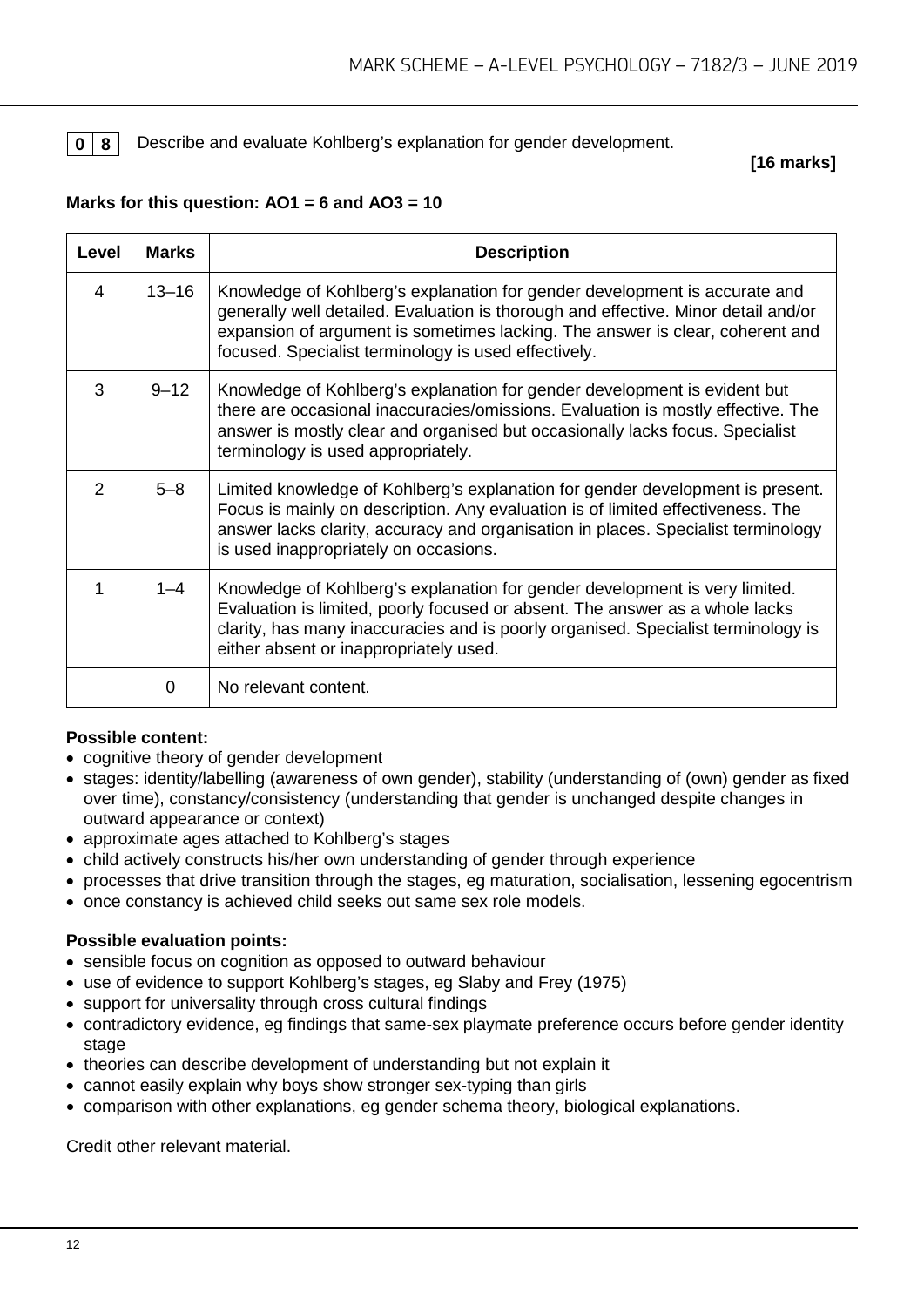**0 8** Describe and evaluate Kohlberg's explanation for gender development.

**[16 marks]**

**Marks for this question: AO1 = 6 and AO3 = 10**

| Level | Marks | Description |
|---|---|---|
| 4 | 13–16 | Knowledge of Kohlberg's explanation for gender development is accurate and generally well detailed. Evaluation is thorough and effective. Minor detail and/or expansion of argument is sometimes lacking. The answer is clear, coherent and focused. Specialist terminology is used effectively. |
| 3 | 9–12 | Knowledge of Kohlberg's explanation for gender development is evident but there are occasional inaccuracies/omissions. Evaluation is mostly effective. The answer is mostly clear and organised but occasionally lacks focus. Specialist terminology is used appropriately. |
| 2 | 5–8 | Limited knowledge of Kohlberg's explanation for gender development is present. Focus is mainly on description. Any evaluation is of limited effectiveness. The answer lacks clarity, accuracy and organisation in places. Specialist terminology is used inappropriately on occasions. |
| 1 | 1–4 | Knowledge of Kohlberg's explanation for gender development is very limited. Evaluation is limited, poorly focused or absent. The answer as a whole lacks clarity, has many inaccuracies and is poorly organised. Specialist terminology is either absent or inappropriately used. |
| | 0 | No relevant content. |

**Possible content:**

- cognitive theory of gender development
- stages: identity/labelling (awareness of own gender), stability (understanding of (own) gender as fixed over time), constancy/consistency (understanding that gender is unchanged despite changes in outward appearance or context)
- approximate ages attached to Kohlberg's stages
- child actively constructs his/her own understanding of gender through experience
- processes that drive transition through the stages, eg maturation, socialisation, lessening egocentrism
- once constancy is achieved child seeks out same sex role models.

**Possible evaluation points:**

- sensible focus on cognition as opposed to outward behaviour
- use of evidence to support Kohlberg's stages, eg Slaby and Frey (1975)
- support for universality through cross cultural findings
- contradictory evidence, eg findings that same-sex playmate preference occurs before gender identity stage
- theories can describe development of understanding but not explain it
- cannot easily explain why boys show stronger sex-typing than girls
- comparison with other explanations, eg gender schema theory, biological explanations.

Credit other relevant material.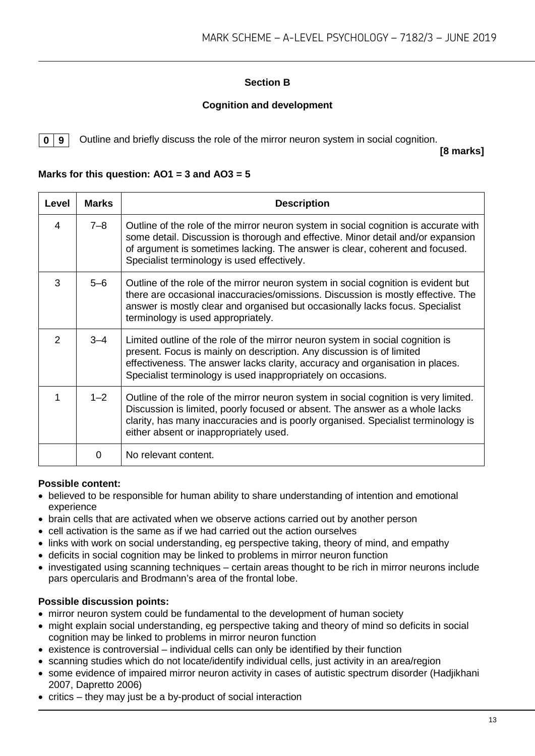## Section B

### Cognition and development

**0 9** Outline and briefly discuss the role of the mirror neuron system in social cognition.

**[8 marks]**

**Marks for this question: AO1 = 3 and AO3 = 5**

| Level | Marks | Description |
|---|---|---|
| 4 | 7–8 | Outline of the role of the mirror neuron system in social cognition is accurate with some detail. Discussion is thorough and effective. Minor detail and/or expansion of argument is sometimes lacking. The answer is clear, coherent and focused. Specialist terminology is used effectively. |
| 3 | 5–6 | Outline of the role of the mirror neuron system in social cognition is evident but there are occasional inaccuracies/omissions. Discussion is mostly effective. The answer is mostly clear and organised but occasionally lacks focus. Specialist terminology is used appropriately. |
| 2 | 3–4 | Limited outline of the role of the mirror neuron system in social cognition is present. Focus is mainly on description. Any discussion is of limited effectiveness. The answer lacks clarity, accuracy and organisation in places. Specialist terminology is used inappropriately on occasions. |
| 1 | 1–2 | Outline of the role of the mirror neuron system in social cognition is very limited. Discussion is limited, poorly focused or absent. The answer as a whole lacks clarity, has many inaccuracies and is poorly organised. Specialist terminology is either absent or inappropriately used. |
| | 0 | No relevant content. |

**Possible content:**

- believed to be responsible for human ability to share understanding of intention and emotional experience
- brain cells that are activated when we observe actions carried out by another person
- cell activation is the same as if we had carried out the action ourselves
- links with work on social understanding, eg perspective taking, theory of mind, and empathy
- deficits in social cognition may be linked to problems in mirror neuron function
- investigated using scanning techniques – certain areas thought to be rich in mirror neurons include pars opercularis and Brodmann's area of the frontal lobe.

**Possible discussion points:**

- mirror neuron system could be fundamental to the development of human society
- might explain social understanding, eg perspective taking and theory of mind so deficits in social cognition may be linked to problems in mirror neuron function
- existence is controversial – individual cells can only be identified by their function
- scanning studies which do not locate/identify individual cells, just activity in an area/region
- some evidence of impaired mirror neuron activity in cases of autistic spectrum disorder (Hadjikhani 2007, Dapretto 2006)
- critics – they may just be a by-product of social interaction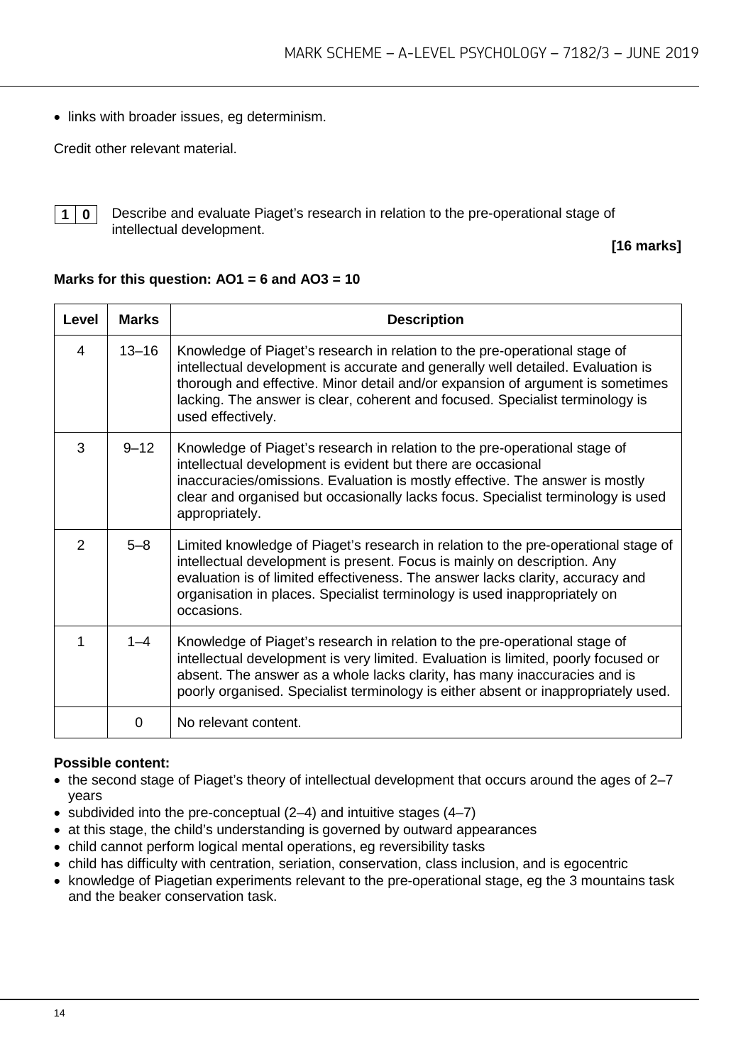- links with broader issues, eg determinism.

Credit other relevant material.

**1 0** Describe and evaluate Piaget's research in relation to the pre-operational stage of intellectual development.

**[16 marks]**

**Marks for this question: AO1 = 6 and AO3 = 10**

| Level | Marks | Description |
|---|---|---|
| 4 | 13–16 | Knowledge of Piaget's research in relation to the pre-operational stage of intellectual development is accurate and generally well detailed. Evaluation is thorough and effective. Minor detail and/or expansion of argument is sometimes lacking. The answer is clear, coherent and focused. Specialist terminology is used effectively. |
| 3 | 9–12 | Knowledge of Piaget's research in relation to the pre-operational stage of intellectual development is evident but there are occasional inaccuracies/omissions. Evaluation is mostly effective. The answer is mostly clear and organised but occasionally lacks focus. Specialist terminology is used appropriately. |
| 2 | 5–8 | Limited knowledge of Piaget's research in relation to the pre-operational stage of intellectual development is present. Focus is mainly on description. Any evaluation is of limited effectiveness. The answer lacks clarity, accuracy and organisation in places. Specialist terminology is used inappropriately on occasions. |
| 1 | 1–4 | Knowledge of Piaget's research in relation to the pre-operational stage of intellectual development is very limited. Evaluation is limited, poorly focused or absent. The answer as a whole lacks clarity, has many inaccuracies and is poorly organised. Specialist terminology is either absent or inappropriately used. |
| | 0 | No relevant content. |

**Possible content:**

- the second stage of Piaget's theory of intellectual development that occurs around the ages of 2–7 years
- subdivided into the pre-conceptual (2–4) and intuitive stages (4–7)
- at this stage, the child's understanding is governed by outward appearances
- child cannot perform logical mental operations, eg reversibility tasks
- child has difficulty with centration, seriation, conservation, class inclusion, and is egocentric
- knowledge of Piagetian experiments relevant to the pre-operational stage, eg the 3 mountains task and the beaker conservation task.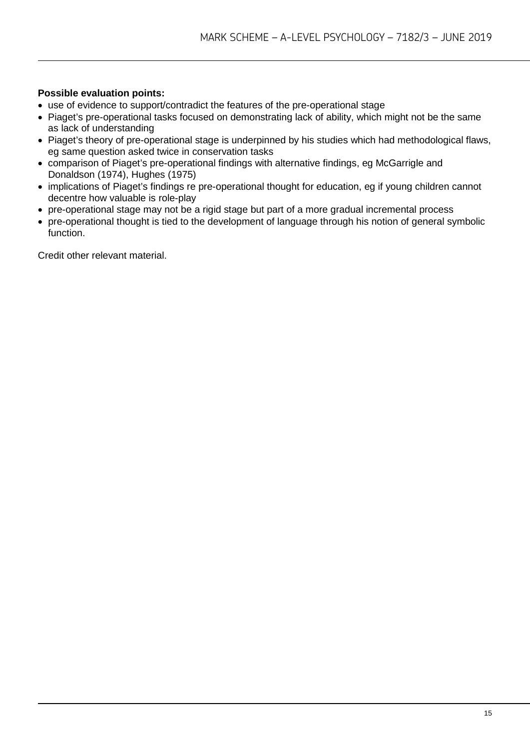**Possible evaluation points:**

- use of evidence to support/contradict the features of the pre-operational stage
- Piaget's pre-operational tasks focused on demonstrating lack of ability, which might not be the same as lack of understanding
- Piaget's theory of pre-operational stage is underpinned by his studies which had methodological flaws, eg same question asked twice in conservation tasks
- comparison of Piaget's pre-operational findings with alternative findings, eg McGarrigle and Donaldson (1974), Hughes (1975)
- implications of Piaget's findings re pre-operational thought for education, eg if young children cannot decentre how valuable is role-play
- pre-operational stage may not be a rigid stage but part of a more gradual incremental process
- pre-operational thought is tied to the development of language through his notion of general symbolic function.

Credit other relevant material.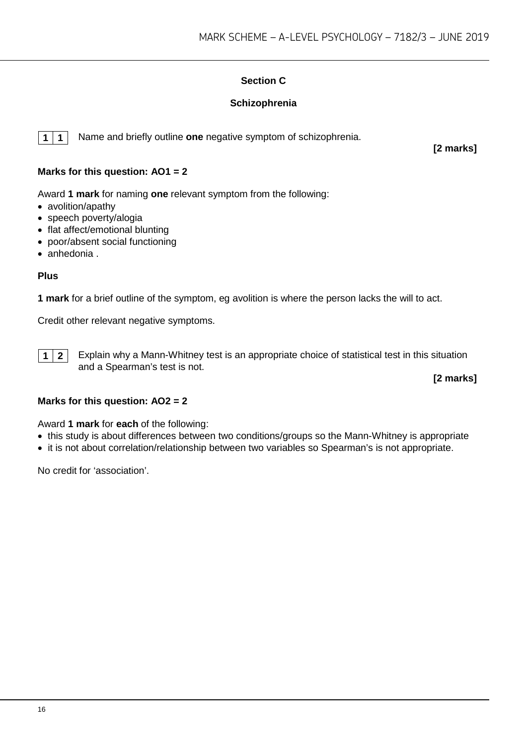## Section C

### Schizophrenia

**1 1** Name and briefly outline **one** negative symptom of schizophrenia.

**[2 marks]**

**Marks for this question: AO1 = 2**

Award **1 mark** for naming **one** relevant symptom from the following:

- avolition/apathy
- speech poverty/alogia
- flat affect/emotional blunting
- poor/absent social functioning
- anhedonia .

**Plus**

**1 mark** for a brief outline of the symptom, eg avolition is where the person lacks the will to act.

Credit other relevant negative symptoms.

**1 2** Explain why a Mann-Whitney test is an appropriate choice of statistical test in this situation and a Spearman's test is not.

**[2 marks]**

**Marks for this question: AO2 = 2**

Award **1 mark** for **each** of the following:

- this study is about differences between two conditions/groups so the Mann-Whitney is appropriate
- it is not about correlation/relationship between two variables so Spearman's is not appropriate.

No credit for 'association'.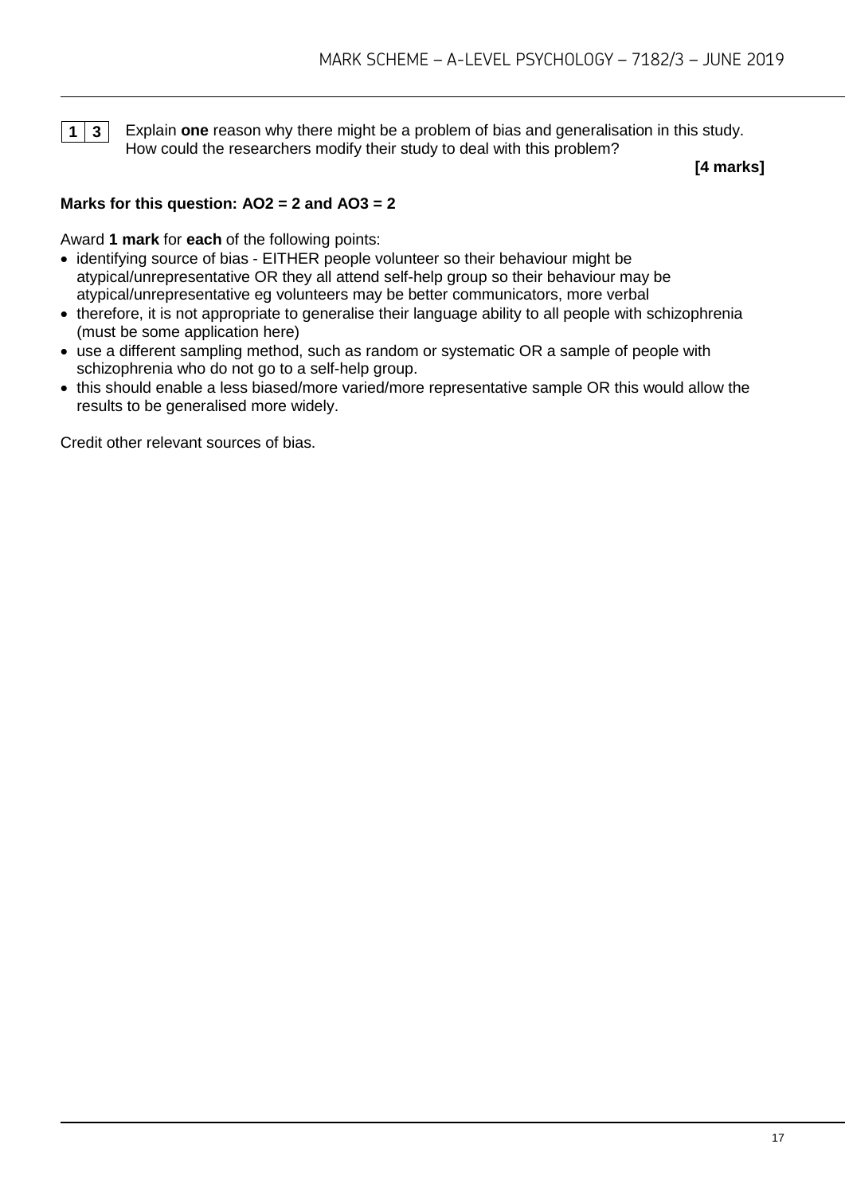**1 3** Explain **one** reason why there might be a problem of bias and generalisation in this study. How could the researchers modify their study to deal with this problem?

**[4 marks]**

**Marks for this question: AO2 = 2 and AO3 = 2**

Award **1 mark** for **each** of the following points:

- identifying source of bias - EITHER people volunteer so their behaviour might be atypical/unrepresentative OR they all attend self-help group so their behaviour may be atypical/unrepresentative eg volunteers may be better communicators, more verbal
- therefore, it is not appropriate to generalise their language ability to all people with schizophrenia (must be some application here)
- use a different sampling method, such as random or systematic OR a sample of people with schizophrenia who do not go to a self-help group.
- this should enable a less biased/more varied/more representative sample OR this would allow the results to be generalised more widely.

Credit other relevant sources of bias.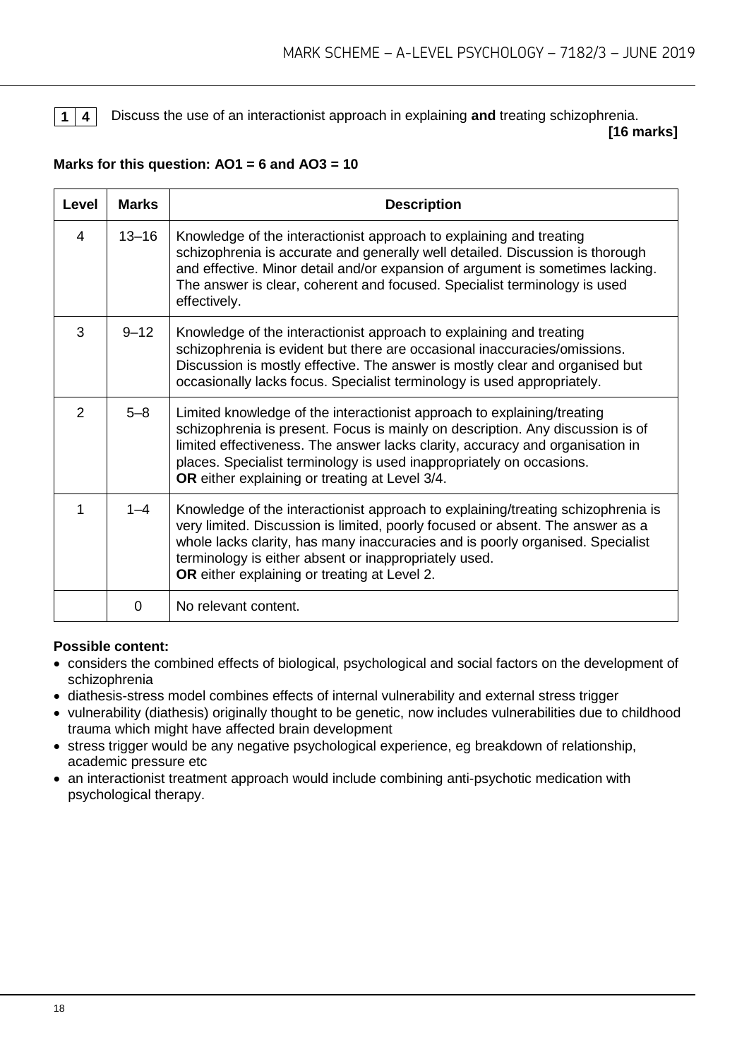**1 4** Discuss the use of an interactionist approach in explaining **and** treating schizophrenia.

**[16 marks]**

**Marks for this question: AO1 = 6 and AO3 = 10**

| Level | Marks | Description |
| --- | --- | --- |
| 4 | 13–16 | Knowledge of the interactionist approach to explaining and treating schizophrenia is accurate and generally well detailed. Discussion is thorough and effective. Minor detail and/or expansion of argument is sometimes lacking. The answer is clear, coherent and focused. Specialist terminology is used effectively. |
| 3 | 9–12 | Knowledge of the interactionist approach to explaining and treating schizophrenia is evident but there are occasional inaccuracies/omissions. Discussion is mostly effective. The answer is mostly clear and organised but occasionally lacks focus. Specialist terminology is used appropriately. |
| 2 | 5–8 | Limited knowledge of the interactionist approach to explaining/treating schizophrenia is present. Focus is mainly on description. Any discussion is of limited effectiveness. The answer lacks clarity, accuracy and organisation in places. Specialist terminology is used inappropriately on occasions. **OR** either explaining or treating at Level 3/4. |
| 1 | 1–4 | Knowledge of the interactionist approach to explaining/treating schizophrenia is very limited. Discussion is limited, poorly focused or absent. The answer as a whole lacks clarity, has many inaccuracies and is poorly organised. Specialist terminology is either absent or inappropriately used. **OR** either explaining or treating at Level 2. |
| | 0 | No relevant content. |

**Possible content:**

- considers the combined effects of biological, psychological and social factors on the development of schizophrenia
- diathesis-stress model combines effects of internal vulnerability and external stress trigger
- vulnerability (diathesis) originally thought to be genetic, now includes vulnerabilities due to childhood trauma which might have affected brain development
- stress trigger would be any negative psychological experience, eg breakdown of relationship, academic pressure etc
- an interactionist treatment approach would include combining anti-psychotic medication with psychological therapy.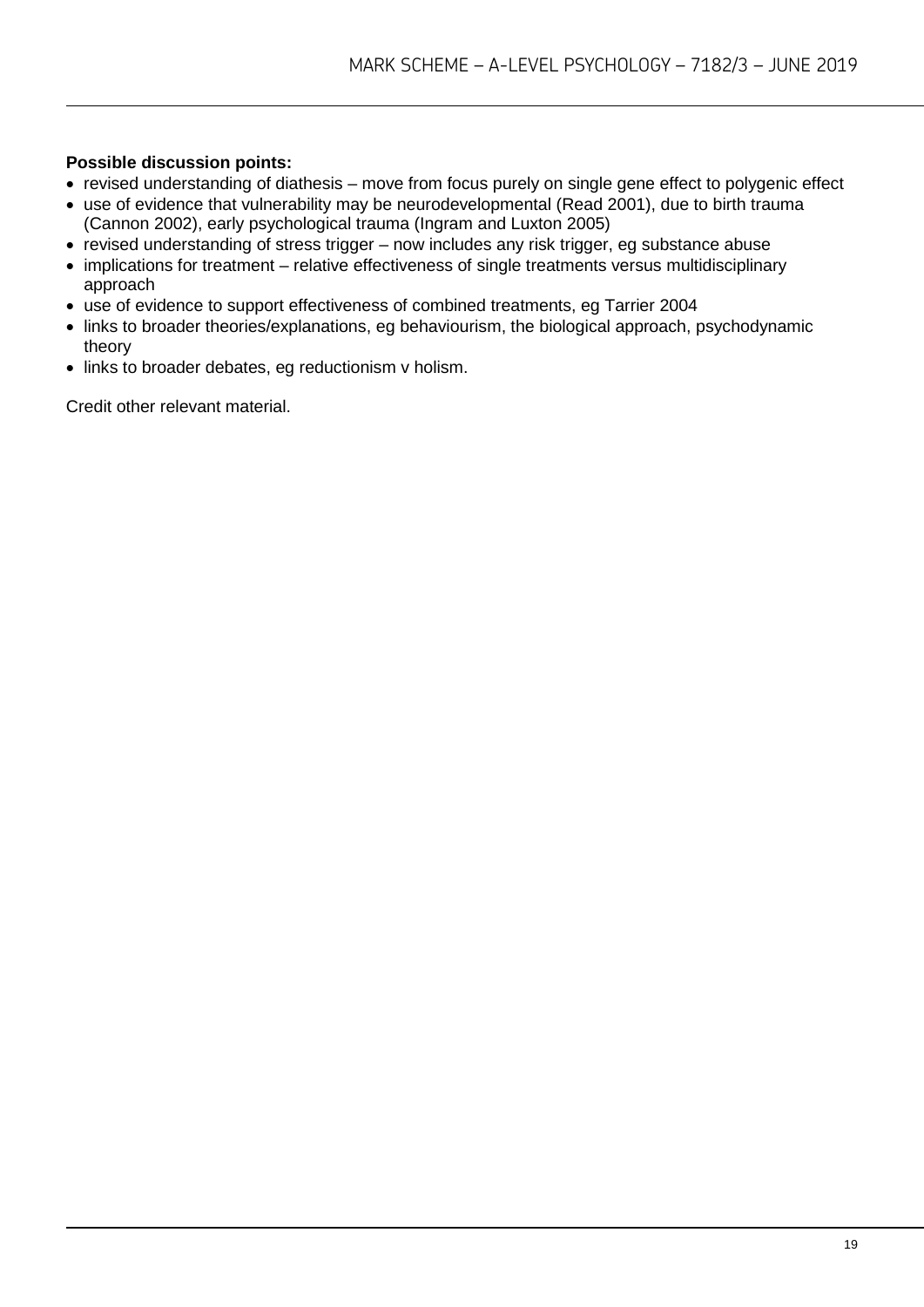**Possible discussion points:**

- revised understanding of diathesis – move from focus purely on single gene effect to polygenic effect
- use of evidence that vulnerability may be neurodevelopmental (Read 2001), due to birth trauma (Cannon 2002), early psychological trauma (Ingram and Luxton 2005)
- revised understanding of stress trigger – now includes any risk trigger, eg substance abuse
- implications for treatment – relative effectiveness of single treatments versus multidisciplinary approach
- use of evidence to support effectiveness of combined treatments, eg Tarrier 2004
- links to broader theories/explanations, eg behaviourism, the biological approach, psychodynamic theory
- links to broader debates, eg reductionism v holism.

Credit other relevant material.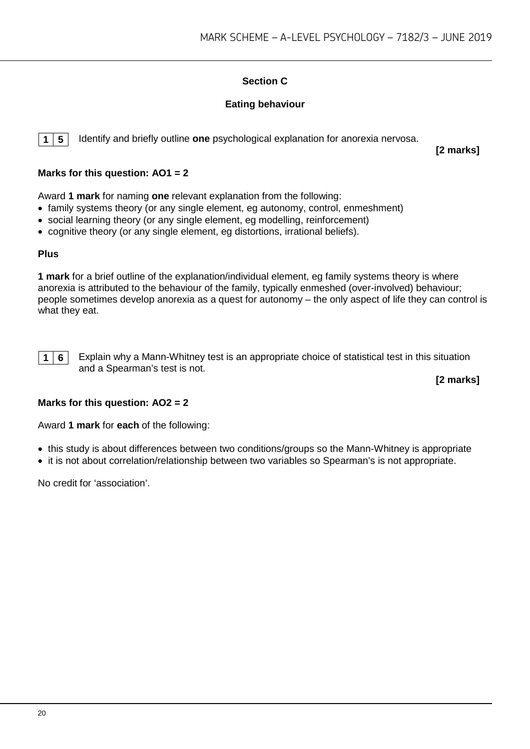## Section C

### Eating behaviour

**1 5** Identify and briefly outline **one** psychological explanation for anorexia nervosa.

**[2 marks]**

**Marks for this question: AO1 = 2**

Award **1 mark** for naming **one** relevant explanation from the following:

- family systems theory (or any single element, eg autonomy, control, enmeshment)
- social learning theory (or any single element, eg modelling, reinforcement)
- cognitive theory (or any single element, eg distortions, irrational beliefs).

**Plus**

**1 mark** for a brief outline of the explanation/individual element, eg family systems theory is where anorexia is attributed to the behaviour of the family, typically enmeshed (over-involved) behaviour; people sometimes develop anorexia as a quest for autonomy – the only aspect of life they can control is what they eat.

**1 6** Explain why a Mann-Whitney test is an appropriate choice of statistical test in this situation and a Spearman's test is not.

**[2 marks]**

**Marks for this question: AO2 = 2**

Award **1 mark** for **each** of the following:

- this study is about differences between two conditions/groups so the Mann-Whitney is appropriate
- it is not about correlation/relationship between two variables so Spearman's is not appropriate.

No credit for 'association'.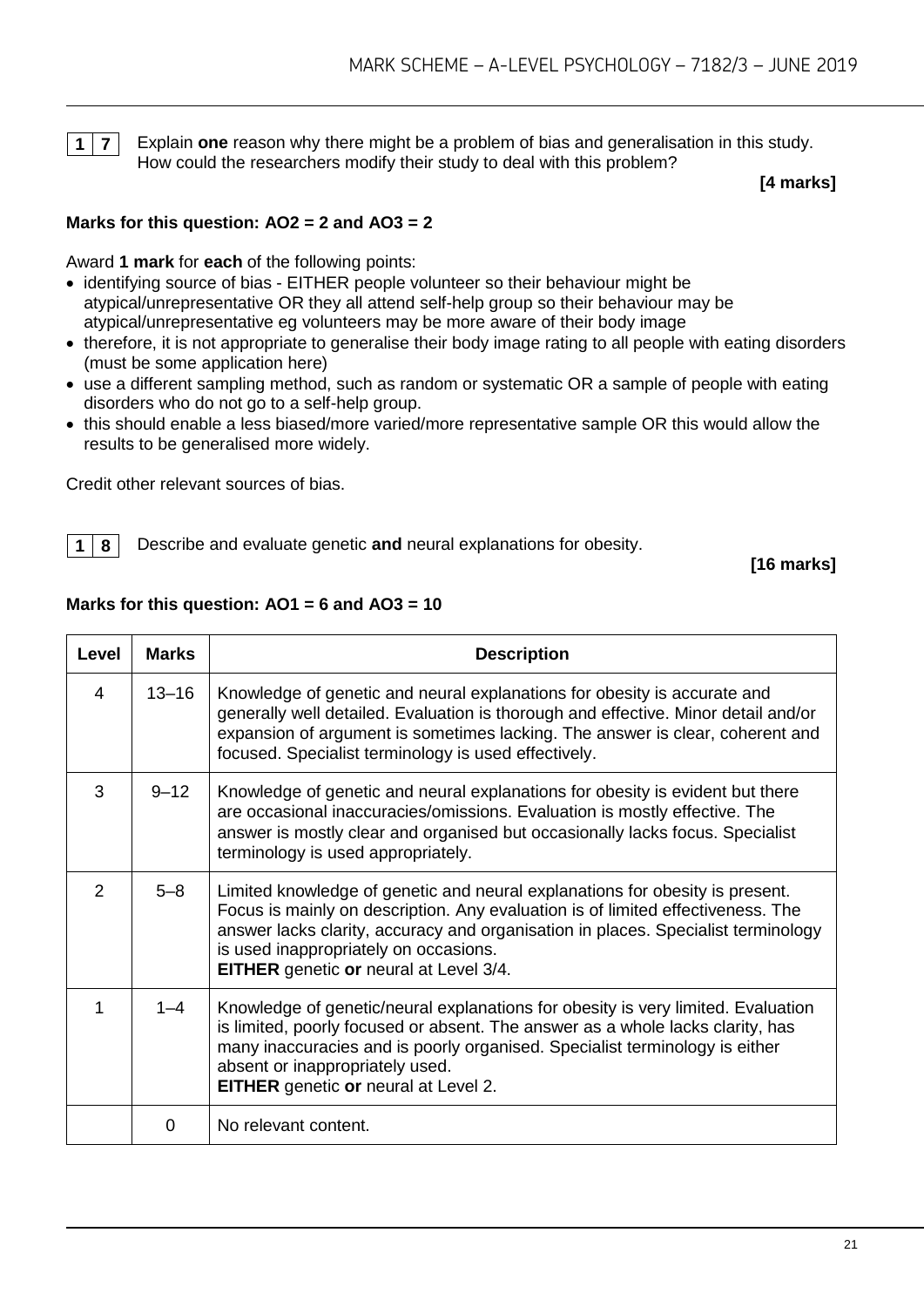**1 7** Explain **one** reason why there might be a problem of bias and generalisation in this study. How could the researchers modify their study to deal with this problem?

**[4 marks]**

**Marks for this question: AO2 = 2 and AO3 = 2**

Award **1 mark** for **each** of the following points:

- identifying source of bias - EITHER people volunteer so their behaviour might be atypical/unrepresentative OR they all attend self-help group so their behaviour may be atypical/unrepresentative eg volunteers may be more aware of their body image
- therefore, it is not appropriate to generalise their body image rating to all people with eating disorders (must be some application here)
- use a different sampling method, such as random or systematic OR a sample of people with eating disorders who do not go to a self-help group.
- this should enable a less biased/more varied/more representative sample OR this would allow the results to be generalised more widely.

Credit other relevant sources of bias.

**1 8** Describe and evaluate genetic **and** neural explanations for obesity.

**[16 marks]**

**Marks for this question: AO1 = 6 and AO3 = 10**

| Level | Marks | Description |
|---|---|---|
| 4 | 13–16 | Knowledge of genetic and neural explanations for obesity is accurate and generally well detailed. Evaluation is thorough and effective. Minor detail and/or expansion of argument is sometimes lacking. The answer is clear, coherent and focused. Specialist terminology is used effectively. |
| 3 | 9–12 | Knowledge of genetic and neural explanations for obesity is evident but there are occasional inaccuracies/omissions. Evaluation is mostly effective. The answer is mostly clear and organised but occasionally lacks focus. Specialist terminology is used appropriately. |
| 2 | 5–8 | Limited knowledge of genetic and neural explanations for obesity is present. Focus is mainly on description. Any evaluation is of limited effectiveness. The answer lacks clarity, accuracy and organisation in places. Specialist terminology is used inappropriately on occasions. **EITHER** genetic **or** neural at Level 3/4. |
| 1 | 1–4 | Knowledge of genetic/neural explanations for obesity is very limited. Evaluation is limited, poorly focused or absent. The answer as a whole lacks clarity, has many inaccuracies and is poorly organised. Specialist terminology is either absent or inappropriately used. **EITHER** genetic **or** neural at Level 2. |
| | 0 | No relevant content. |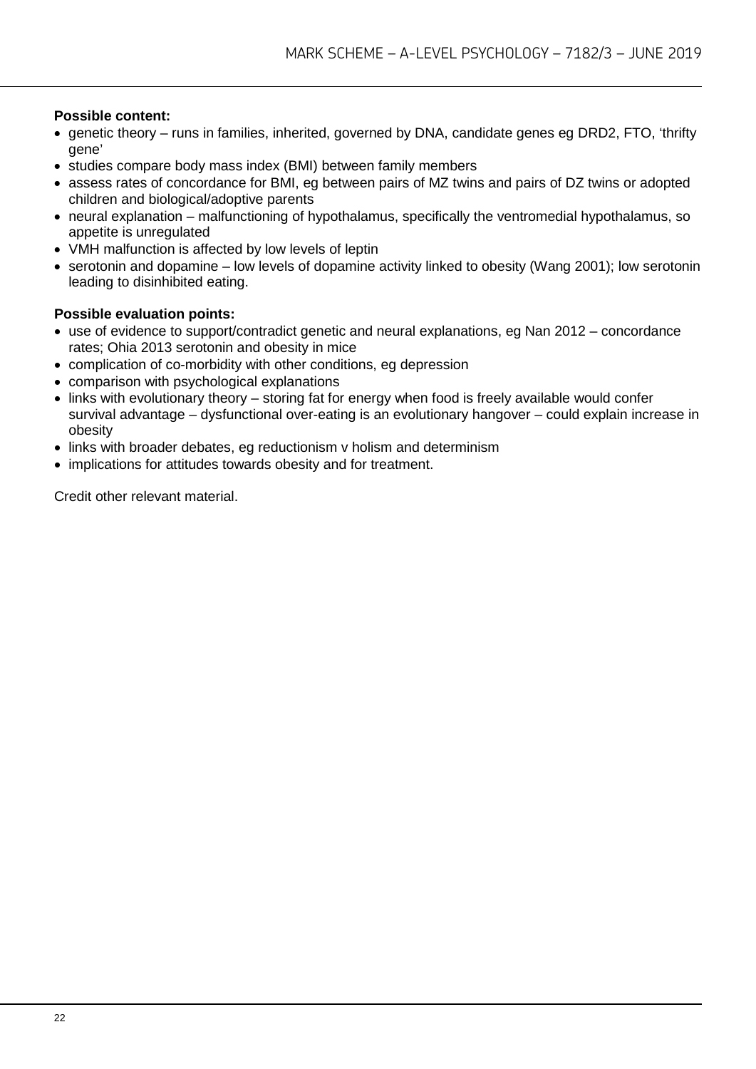**Possible content:**

- genetic theory – runs in families, inherited, governed by DNA, candidate genes eg DRD2, FTO, 'thrifty gene'
- studies compare body mass index (BMI) between family members
- assess rates of concordance for BMI, eg between pairs of MZ twins and pairs of DZ twins or adopted children and biological/adoptive parents
- neural explanation – malfunctioning of hypothalamus, specifically the ventromedial hypothalamus, so appetite is unregulated
- VMH malfunction is affected by low levels of leptin
- serotonin and dopamine – low levels of dopamine activity linked to obesity (Wang 2001); low serotonin leading to disinhibited eating.

**Possible evaluation points:**

- use of evidence to support/contradict genetic and neural explanations, eg Nan 2012 – concordance rates; Ohia 2013 serotonin and obesity in mice
- complication of co-morbidity with other conditions, eg depression
- comparison with psychological explanations
- links with evolutionary theory – storing fat for energy when food is freely available would confer survival advantage – dysfunctional over-eating is an evolutionary hangover – could explain increase in obesity
- links with broader debates, eg reductionism v holism and determinism
- implications for attitudes towards obesity and for treatment.

Credit other relevant material.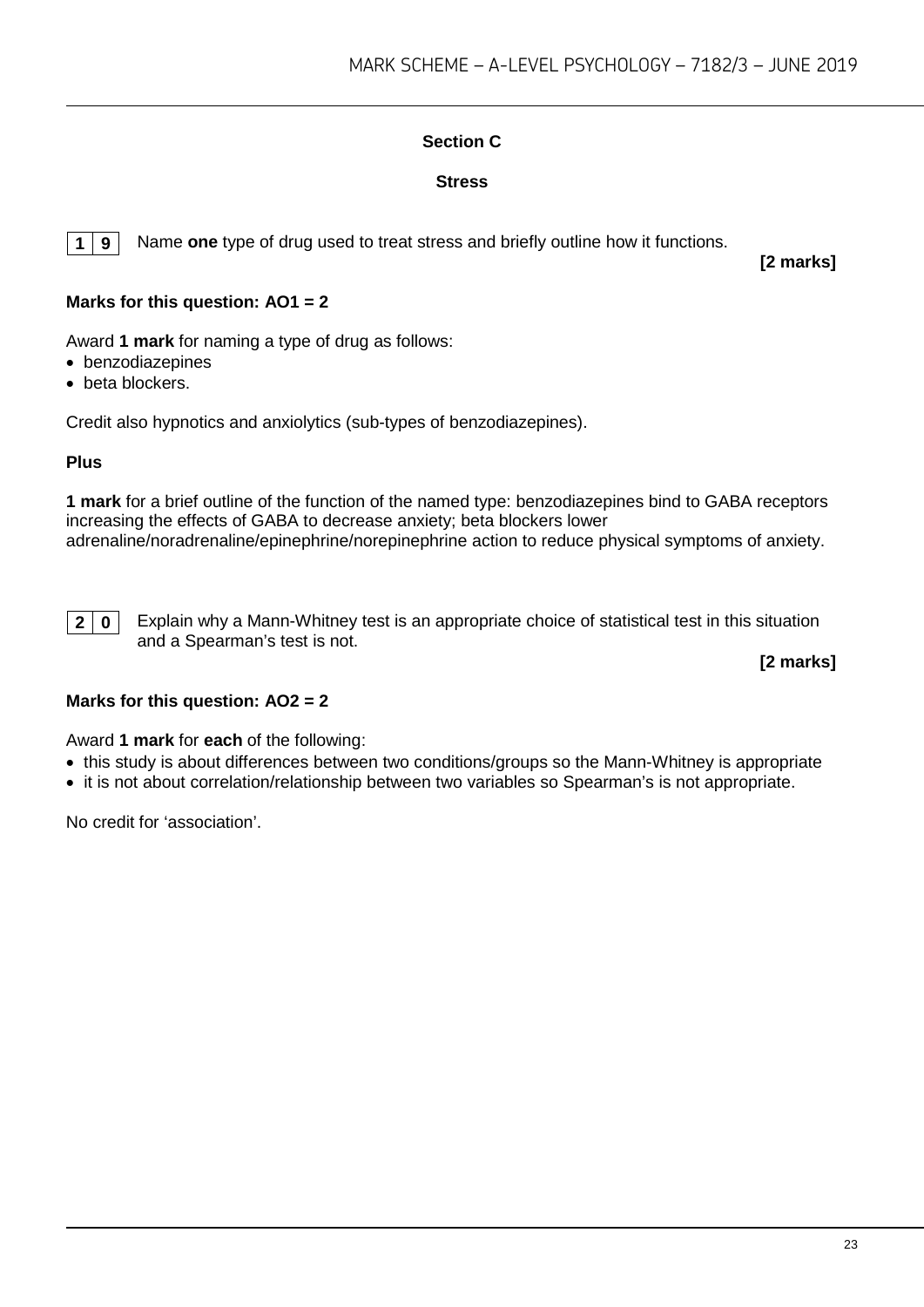## Section C

### Stress

**1 9** Name **one** type of drug used to treat stress and briefly outline how it functions.

**[2 marks]**

**Marks for this question: AO1 = 2**

Award **1 mark** for naming a type of drug as follows:

- benzodiazepines
- beta blockers.

Credit also hypnotics and anxiolytics (sub-types of benzodiazepines).

**Plus**

**1 mark** for a brief outline of the function of the named type: benzodiazepines bind to GABA receptors increasing the effects of GABA to decrease anxiety; beta blockers lower adrenaline/noradrenaline/epinephrine/norepinephrine action to reduce physical symptoms of anxiety.

**2 0** Explain why a Mann-Whitney test is an appropriate choice of statistical test in this situation and a Spearman's test is not.

**[2 marks]**

**Marks for this question: AO2 = 2**

Award **1 mark** for **each** of the following:

- this study is about differences between two conditions/groups so the Mann-Whitney is appropriate
- it is not about correlation/relationship between two variables so Spearman's is not appropriate.

No credit for 'association'.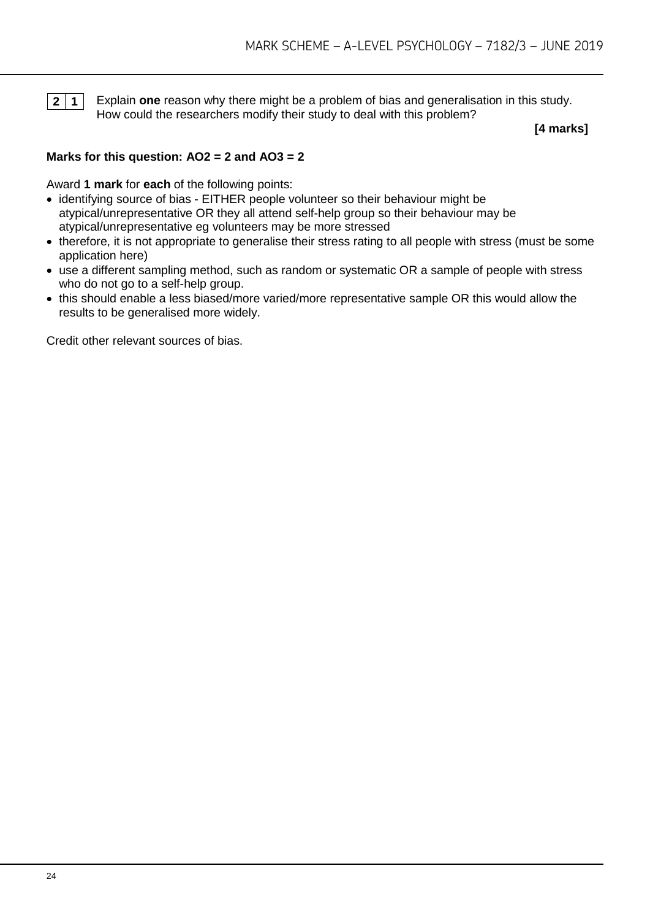**2 1** Explain **one** reason why there might be a problem of bias and generalisation in this study. How could the researchers modify their study to deal with this problem?

**[4 marks]**

**Marks for this question: AO2 = 2 and AO3 = 2**

Award **1 mark** for **each** of the following points:

- identifying source of bias - EITHER people volunteer so their behaviour might be atypical/unrepresentative OR they all attend self-help group so their behaviour may be atypical/unrepresentative eg volunteers may be more stressed
- therefore, it is not appropriate to generalise their stress rating to all people with stress (must be some application here)
- use a different sampling method, such as random or systematic OR a sample of people with stress who do not go to a self-help group.
- this should enable a less biased/more varied/more representative sample OR this would allow the results to be generalised more widely.

Credit other relevant sources of bias.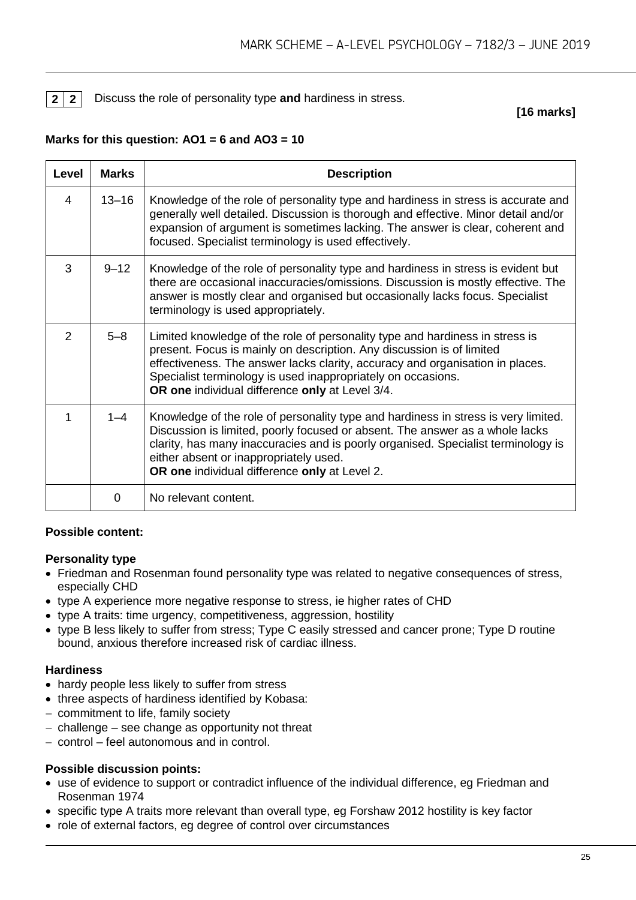**2 2** Discuss the role of personality type **and** hardiness in stress.

**[16 marks]**

**Marks for this question: AO1 = 6 and AO3 = 10**

| Level | Marks | Description |
|---|---|---|
| 4 | 13–16 | Knowledge of the role of personality type and hardiness in stress is accurate and generally well detailed. Discussion is thorough and effective. Minor detail and/or expansion of argument is sometimes lacking. The answer is clear, coherent and focused. Specialist terminology is used effectively. |
| 3 | 9–12 | Knowledge of the role of personality type and hardiness in stress is evident but there are occasional inaccuracies/omissions. Discussion is mostly effective. The answer is mostly clear and organised but occasionally lacks focus. Specialist terminology is used appropriately. |
| 2 | 5–8 | Limited knowledge of the role of personality type and hardiness in stress is present. Focus is mainly on description. Any discussion is of limited effectiveness. The answer lacks clarity, accuracy and organisation in places. Specialist terminology is used inappropriately on occasions. **OR one** individual difference **only** at Level 3/4. |
| 1 | 1–4 | Knowledge of the role of personality type and hardiness in stress is very limited. Discussion is limited, poorly focused or absent. The answer as a whole lacks clarity, has many inaccuracies and is poorly organised. Specialist terminology is either absent or inappropriately used. **OR one** individual difference **only** at Level 2. |
| | 0 | No relevant content. |

**Possible content:**

**Personality type**

- Friedman and Rosenman found personality type was related to negative consequences of stress, especially CHD
- type A experience more negative response to stress, ie higher rates of CHD
- type A traits: time urgency, competitiveness, aggression, hostility
- type B less likely to suffer from stress; Type C easily stressed and cancer prone; Type D routine bound, anxious therefore increased risk of cardiac illness.

**Hardiness**

- hardy people less likely to suffer from stress
- three aspects of hardiness identified by Kobasa:
  - commitment to life, family society
  - challenge – see change as opportunity not threat
  - control – feel autonomous and in control.

**Possible discussion points:**

- use of evidence to support or contradict influence of the individual difference, eg Friedman and Rosenman 1974
- specific type A traits more relevant than overall type, eg Forshaw 2012 hostility is key factor
- role of external factors, eg degree of control over circumstances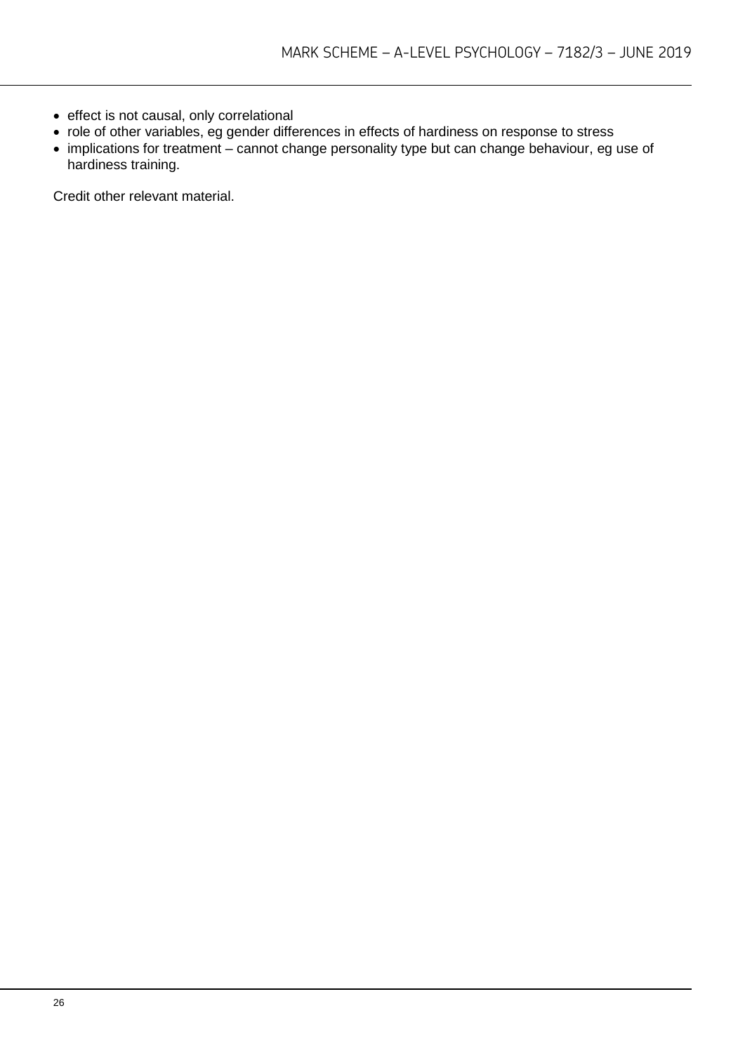- effect is not causal, only correlational
- role of other variables, eg gender differences in effects of hardiness on response to stress
- implications for treatment – cannot change personality type but can change behaviour, eg use of hardiness training.

Credit other relevant material.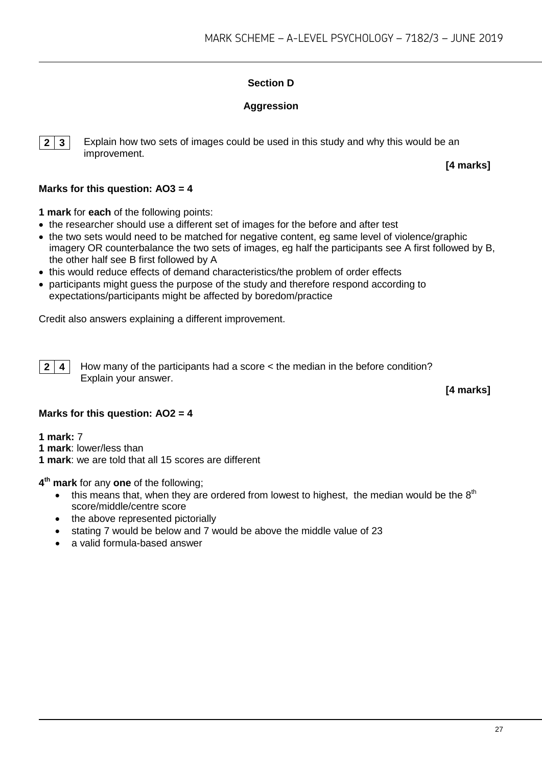## Section D

### Aggression

**2 3** Explain how two sets of images could be used in this study and why this would be an improvement.

**[4 marks]**

**Marks for this question: AO3 = 4**

**1 mark** for **each** of the following points:

- the researcher should use a different set of images for the before and after test
- the two sets would need to be matched for negative content, eg same level of violence/graphic imagery OR counterbalance the two sets of images, eg half the participants see A first followed by B, the other half see B first followed by A
- this would reduce effects of demand characteristics/the problem of order effects
- participants might guess the purpose of the study and therefore respond according to expectations/participants might be affected by boredom/practice

Credit also answers explaining a different improvement.

**2 4** How many of the participants had a score < the median in the before condition? Explain your answer.

**[4 marks]**

**Marks for this question: AO2 = 4**

**1 mark:** 7
**1 mark**: lower/less than
**1 mark**: we are told that all 15 scores are different

**4th mark** for any **one** of the following;

- this means that, when they are ordered from lowest to highest, the median would be the 8th score/middle/centre score
- the above represented pictorially
- stating 7 would be below and 7 would be above the middle value of 23
- a valid formula-based answer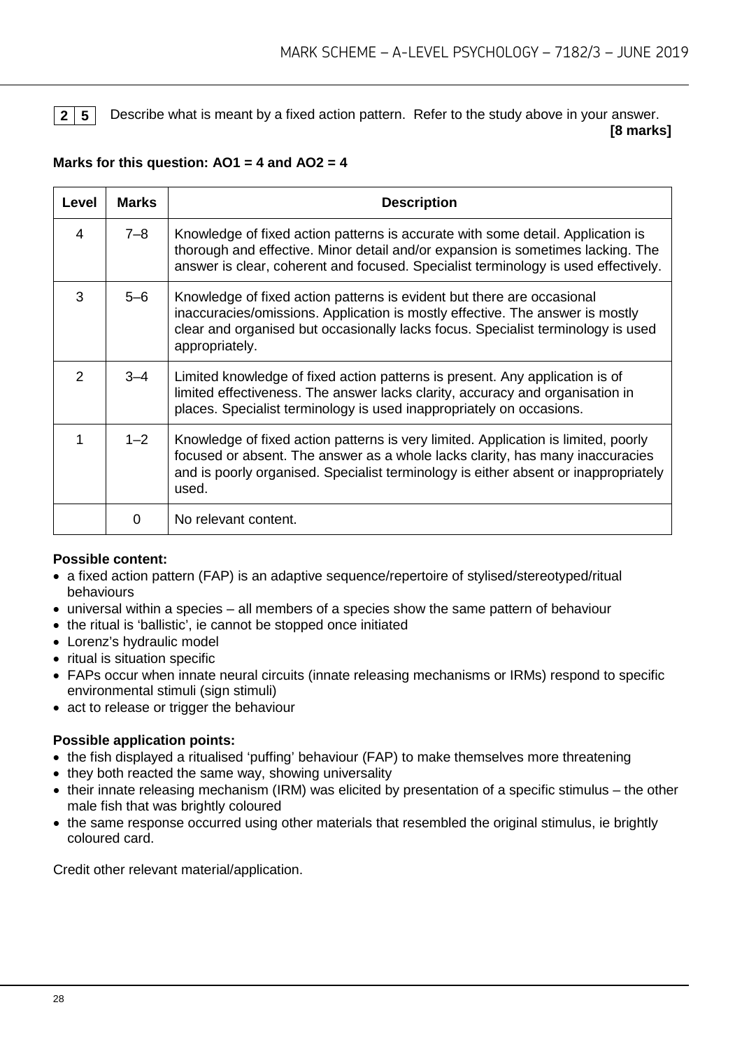**2 5** Describe what is meant by a fixed action pattern. Refer to the study above in your answer.
**[8 marks]**

**Marks for this question: AO1 = 4 and AO2 = 4**

| Level | Marks | Description |
|---|---|---|
| 4 | 7–8 | Knowledge of fixed action patterns is accurate with some detail. Application is thorough and effective. Minor detail and/or expansion is sometimes lacking. The answer is clear, coherent and focused. Specialist terminology is used effectively. |
| 3 | 5–6 | Knowledge of fixed action patterns is evident but there are occasional inaccuracies/omissions. Application is mostly effective. The answer is mostly clear and organised but occasionally lacks focus. Specialist terminology is used appropriately. |
| 2 | 3–4 | Limited knowledge of fixed action patterns is present. Any application is of limited effectiveness. The answer lacks clarity, accuracy and organisation in places. Specialist terminology is used inappropriately on occasions. |
| 1 | 1–2 | Knowledge of fixed action patterns is very limited. Application is limited, poorly focused or absent. The answer as a whole lacks clarity, has many inaccuracies and is poorly organised. Specialist terminology is either absent or inappropriately used. |
| | 0 | No relevant content. |

**Possible content:**

- a fixed action pattern (FAP) is an adaptive sequence/repertoire of stylised/stereotyped/ritual behaviours
- universal within a species – all members of a species show the same pattern of behaviour
- the ritual is 'ballistic', ie cannot be stopped once initiated
- Lorenz's hydraulic model
- ritual is situation specific
- FAPs occur when innate neural circuits (innate releasing mechanisms or IRMs) respond to specific environmental stimuli (sign stimuli)
- act to release or trigger the behaviour

**Possible application points:**

- the fish displayed a ritualised 'puffing' behaviour (FAP) to make themselves more threatening
- they both reacted the same way, showing universality
- their innate releasing mechanism (IRM) was elicited by presentation of a specific stimulus – the other male fish that was brightly coloured
- the same response occurred using other materials that resembled the original stimulus, ie brightly coloured card.

Credit other relevant material/application.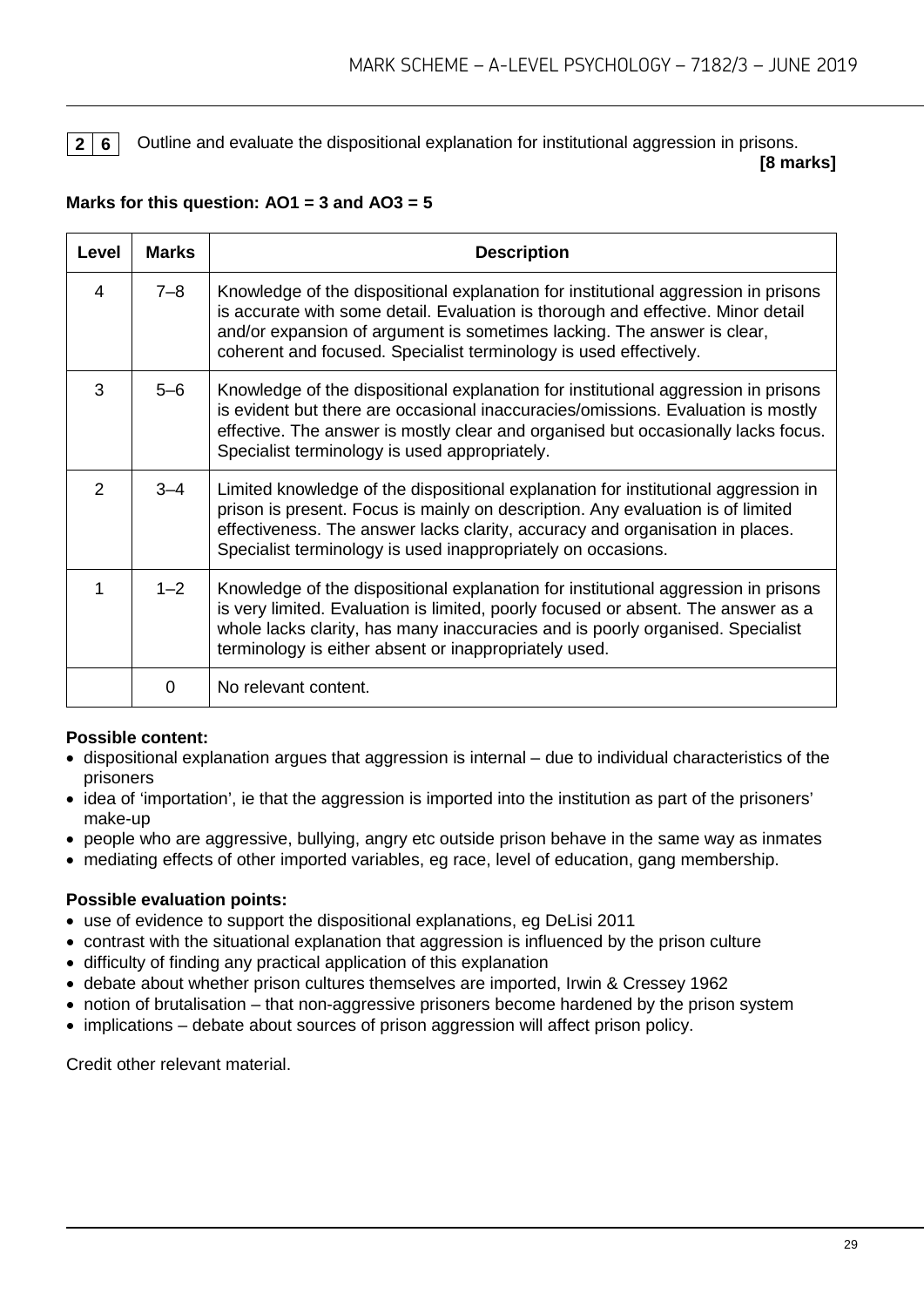**2 6** Outline and evaluate the dispositional explanation for institutional aggression in prisons.

**[8 marks]**

**Marks for this question: AO1 = 3 and AO3 = 5**

| Level | Marks | Description |
|---|---|---|
| 4 | 7–8 | Knowledge of the dispositional explanation for institutional aggression in prisons is accurate with some detail. Evaluation is thorough and effective. Minor detail and/or expansion of argument is sometimes lacking. The answer is clear, coherent and focused. Specialist terminology is used effectively. |
| 3 | 5–6 | Knowledge of the dispositional explanation for institutional aggression in prisons is evident but there are occasional inaccuracies/omissions. Evaluation is mostly effective. The answer is mostly clear and organised but occasionally lacks focus. Specialist terminology is used appropriately. |
| 2 | 3–4 | Limited knowledge of the dispositional explanation for institutional aggression in prison is present. Focus is mainly on description. Any evaluation is of limited effectiveness. The answer lacks clarity, accuracy and organisation in places. Specialist terminology is used inappropriately on occasions. |
| 1 | 1–2 | Knowledge of the dispositional explanation for institutional aggression in prisons is very limited. Evaluation is limited, poorly focused or absent. The answer as a whole lacks clarity, has many inaccuracies and is poorly organised. Specialist terminology is either absent or inappropriately used. |
| | 0 | No relevant content. |

**Possible content:**

- dispositional explanation argues that aggression is internal – due to individual characteristics of the prisoners
- idea of 'importation', ie that the aggression is imported into the institution as part of the prisoners' make-up
- people who are aggressive, bullying, angry etc outside prison behave in the same way as inmates
- mediating effects of other imported variables, eg race, level of education, gang membership.

**Possible evaluation points:**

- use of evidence to support the dispositional explanations, eg DeLisi 2011
- contrast with the situational explanation that aggression is influenced by the prison culture
- difficulty of finding any practical application of this explanation
- debate about whether prison cultures themselves are imported, Irwin & Cressey 1962
- notion of brutalisation – that non-aggressive prisoners become hardened by the prison system
- implications – debate about sources of prison aggression will affect prison policy.

Credit other relevant material.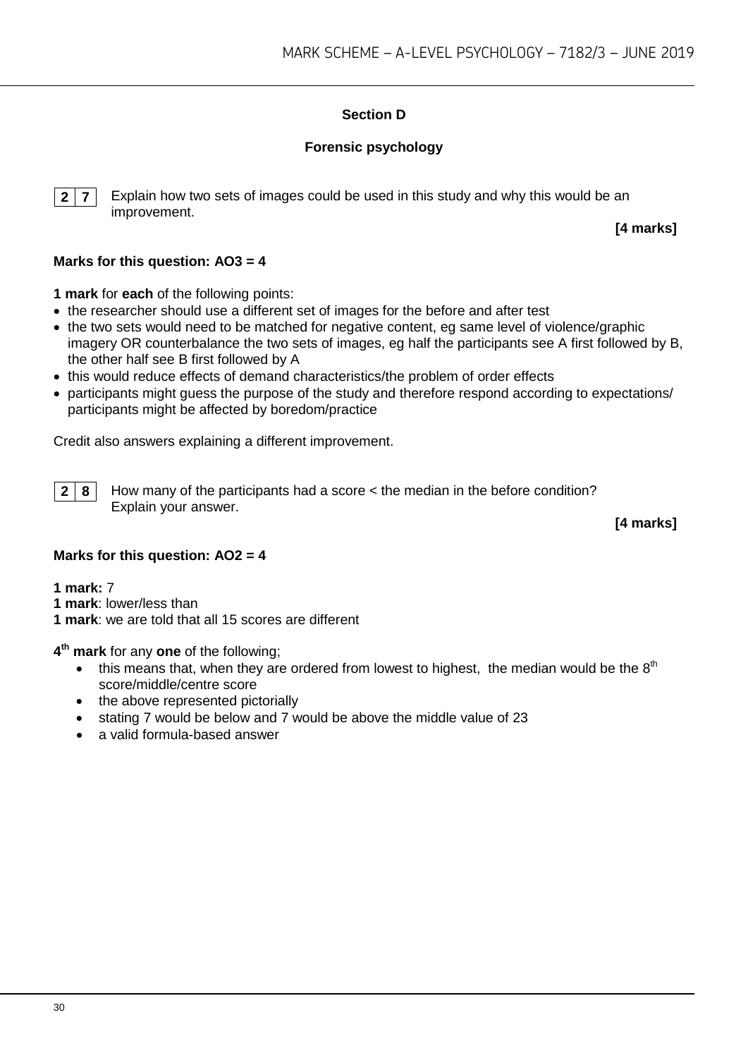## Section D

### Forensic psychology

**2 7** Explain how two sets of images could be used in this study and why this would be an improvement.

**[4 marks]**

**Marks for this question: AO3 = 4**

**1 mark** for **each** of the following points:

- the researcher should use a different set of images for the before and after test
- the two sets would need to be matched for negative content, eg same level of violence/graphic imagery OR counterbalance the two sets of images, eg half the participants see A first followed by B, the other half see B first followed by A
- this would reduce effects of demand characteristics/the problem of order effects
- participants might guess the purpose of the study and therefore respond according to expectations/ participants might be affected by boredom/practice

Credit also answers explaining a different improvement.

**2 8** How many of the participants had a score < the median in the before condition? Explain your answer.

**[4 marks]**

**Marks for this question: AO2 = 4**

**1 mark:** 7
**1 mark**: lower/less than
**1 mark**: we are told that all 15 scores are different

**4th mark** for any **one** of the following;

- this means that, when they are ordered from lowest to highest, the median would be the 8th score/middle/centre score
- the above represented pictorially
- stating 7 would be below and 7 would be above the middle value of 23
- a valid formula-based answer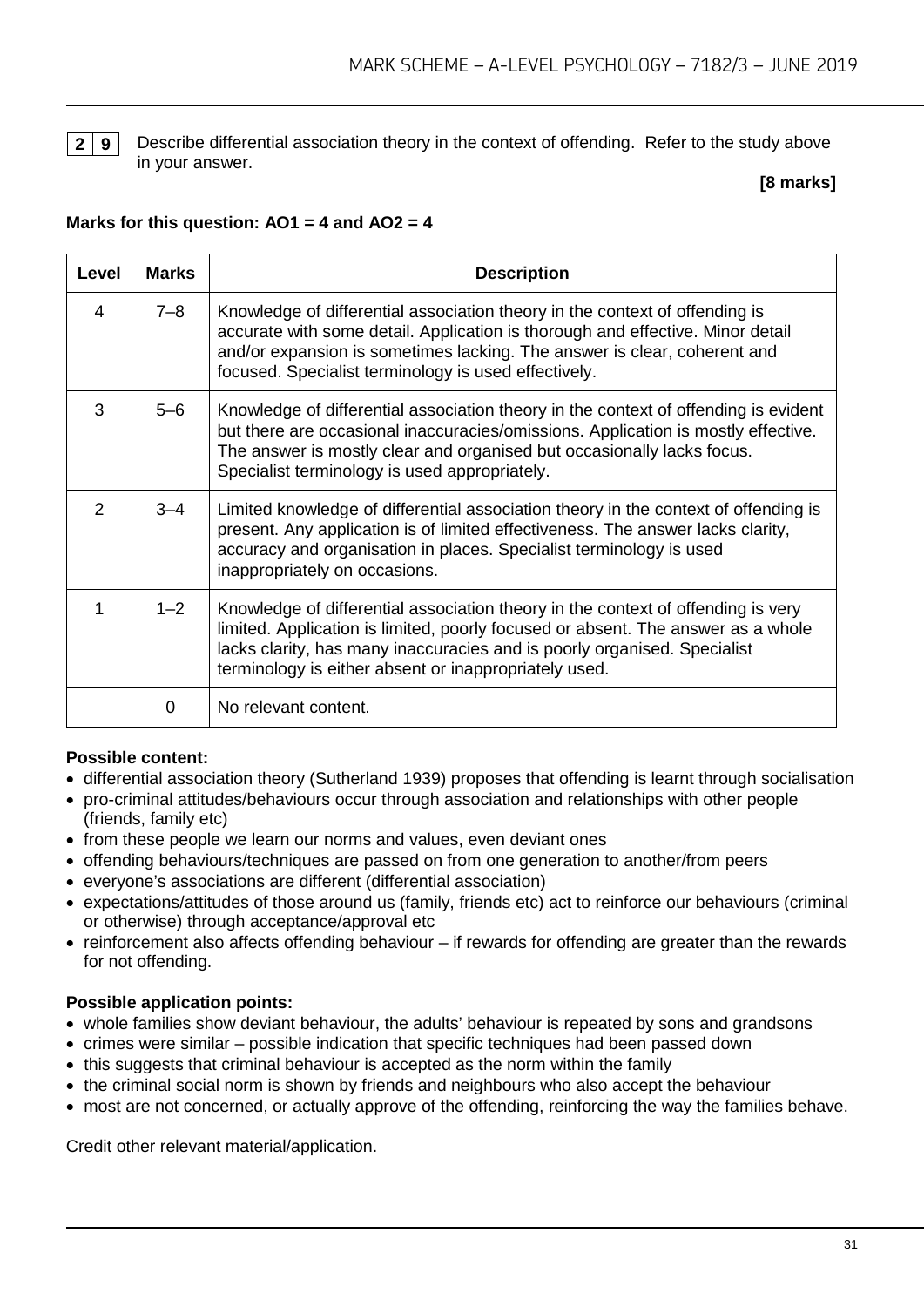**2 9** Describe differential association theory in the context of offending. Refer to the study above in your answer.

**[8 marks]**

**Marks for this question: AO1 = 4 and AO2 = 4**

| Level | Marks | Description |
|---|---|---|
| 4 | 7–8 | Knowledge of differential association theory in the context of offending is accurate with some detail. Application is thorough and effective. Minor detail and/or expansion is sometimes lacking. The answer is clear, coherent and focused. Specialist terminology is used effectively. |
| 3 | 5–6 | Knowledge of differential association theory in the context of offending is evident but there are occasional inaccuracies/omissions. Application is mostly effective. The answer is mostly clear and organised but occasionally lacks focus. Specialist terminology is used appropriately. |
| 2 | 3–4 | Limited knowledge of differential association theory in the context of offending is present. Any application is of limited effectiveness. The answer lacks clarity, accuracy and organisation in places. Specialist terminology is used inappropriately on occasions. |
| 1 | 1–2 | Knowledge of differential association theory in the context of offending is very limited. Application is limited, poorly focused or absent. The answer as a whole lacks clarity, has many inaccuracies and is poorly organised. Specialist terminology is either absent or inappropriately used. |
| | 0 | No relevant content. |

**Possible content:**

- differential association theory (Sutherland 1939) proposes that offending is learnt through socialisation
- pro-criminal attitudes/behaviours occur through association and relationships with other people (friends, family etc)
- from these people we learn our norms and values, even deviant ones
- offending behaviours/techniques are passed on from one generation to another/from peers
- everyone's associations are different (differential association)
- expectations/attitudes of those around us (family, friends etc) act to reinforce our behaviours (criminal or otherwise) through acceptance/approval etc
- reinforcement also affects offending behaviour – if rewards for offending are greater than the rewards for not offending.

**Possible application points:**

- whole families show deviant behaviour, the adults' behaviour is repeated by sons and grandsons
- crimes were similar – possible indication that specific techniques had been passed down
- this suggests that criminal behaviour is accepted as the norm within the family
- the criminal social norm is shown by friends and neighbours who also accept the behaviour
- most are not concerned, or actually approve of the offending, reinforcing the way the families behave.

Credit other relevant material/application.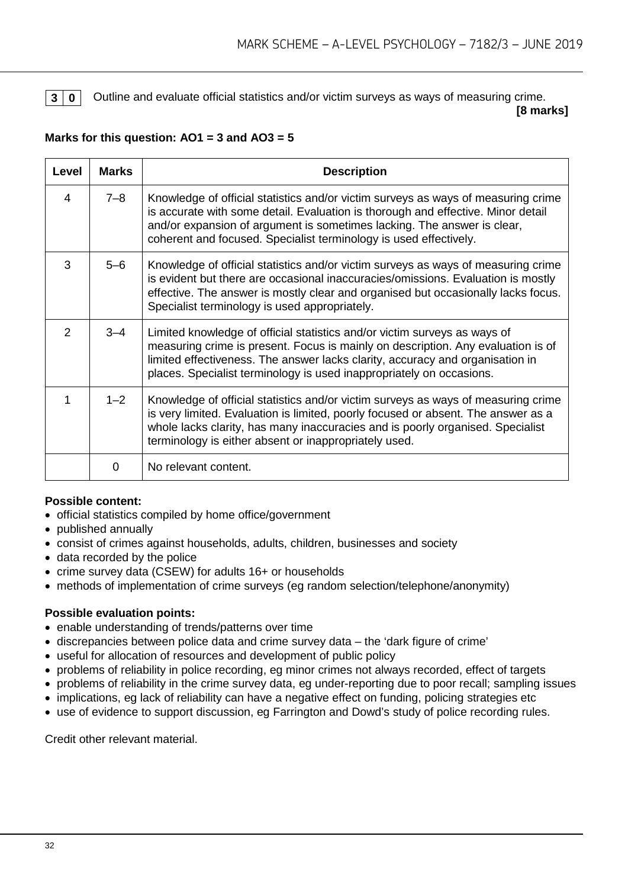**3 0** Outline and evaluate official statistics and/or victim surveys as ways of measuring crime.

**[8 marks]**

**Marks for this question: AO1 = 3 and AO3 = 5**

| Level | Marks | Description |
|---|---|---|
| 4 | 7–8 | Knowledge of official statistics and/or victim surveys as ways of measuring crime is accurate with some detail. Evaluation is thorough and effective. Minor detail and/or expansion of argument is sometimes lacking. The answer is clear, coherent and focused. Specialist terminology is used effectively. |
| 3 | 5–6 | Knowledge of official statistics and/or victim surveys as ways of measuring crime is evident but there are occasional inaccuracies/omissions. Evaluation is mostly effective. The answer is mostly clear and organised but occasionally lacks focus. Specialist terminology is used appropriately. |
| 2 | 3–4 | Limited knowledge of official statistics and/or victim surveys as ways of measuring crime is present. Focus is mainly on description. Any evaluation is of limited effectiveness. The answer lacks clarity, accuracy and organisation in places. Specialist terminology is used inappropriately on occasions. |
| 1 | 1–2 | Knowledge of official statistics and/or victim surveys as ways of measuring crime is very limited. Evaluation is limited, poorly focused or absent. The answer as a whole lacks clarity, has many inaccuracies and is poorly organised. Specialist terminology is either absent or inappropriately used. |
| | 0 | No relevant content. |

**Possible content:**

- official statistics compiled by home office/government
- published annually
- consist of crimes against households, adults, children, businesses and society
- data recorded by the police
- crime survey data (CSEW) for adults 16+ or households
- methods of implementation of crime surveys (eg random selection/telephone/anonymity)

**Possible evaluation points:**

- enable understanding of trends/patterns over time
- discrepancies between police data and crime survey data – the 'dark figure of crime'
- useful for allocation of resources and development of public policy
- problems of reliability in police recording, eg minor crimes not always recorded, effect of targets
- problems of reliability in the crime survey data, eg under-reporting due to poor recall; sampling issues
- implications, eg lack of reliability can have a negative effect on funding, policing strategies etc
- use of evidence to support discussion, eg Farrington and Dowd's study of police recording rules.

Credit other relevant material.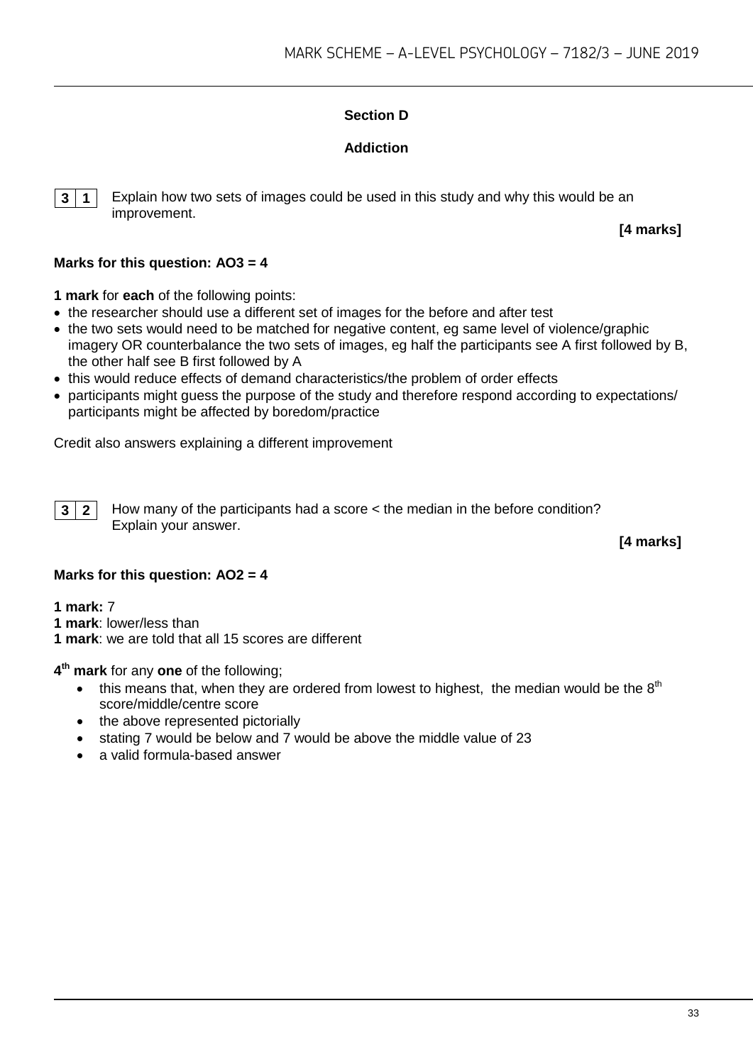## Section D

## Addiction

**3 1** Explain how two sets of images could be used in this study and why this would be an improvement.

**[4 marks]**

**Marks for this question: AO3 = 4**

**1 mark** for **each** of the following points:

- the researcher should use a different set of images for the before and after test
- the two sets would need to be matched for negative content, eg same level of violence/graphic imagery OR counterbalance the two sets of images, eg half the participants see A first followed by B, the other half see B first followed by A
- this would reduce effects of demand characteristics/the problem of order effects
- participants might guess the purpose of the study and therefore respond according to expectations/ participants might be affected by boredom/practice

Credit also answers explaining a different improvement

**3 2** How many of the participants had a score < the median in the before condition? Explain your answer.

**[4 marks]**

**Marks for this question: AO2 = 4**

**1 mark:** 7
**1 mark**: lower/less than
**1 mark**: we are told that all 15 scores are different

**4th mark** for any **one** of the following;

- this means that, when they are ordered from lowest to highest, the median would be the 8th score/middle/centre score
- the above represented pictorially
- stating 7 would be below and 7 would be above the middle value of 23
- a valid formula-based answer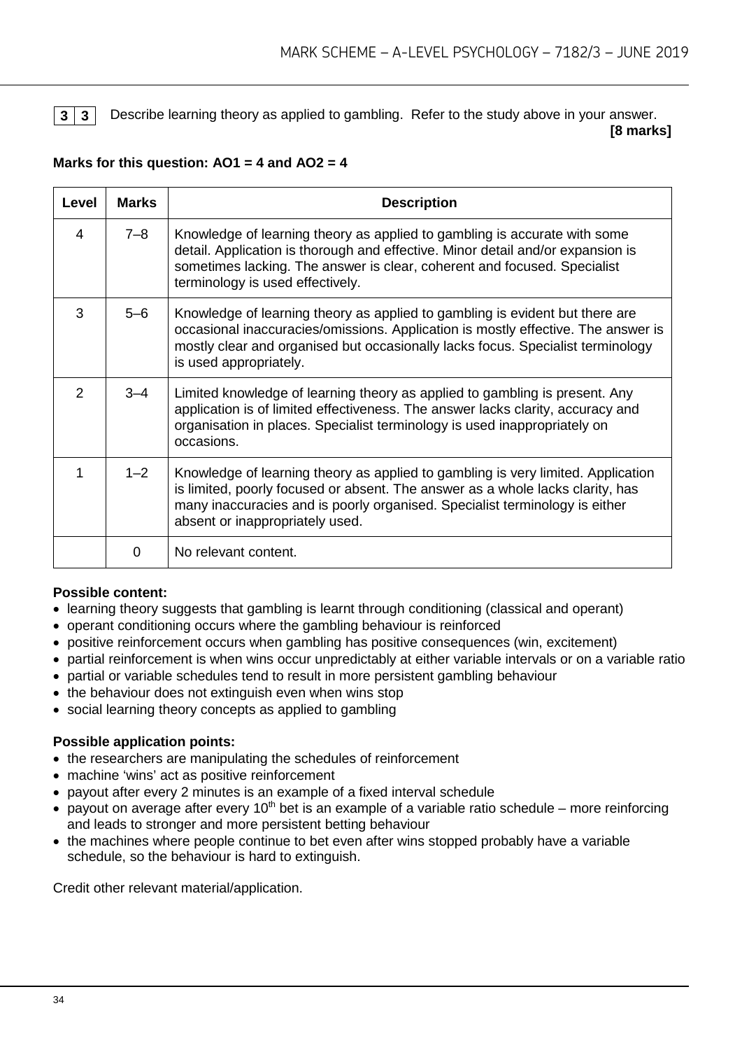**3 3** Describe learning theory as applied to gambling. Refer to the study above in your answer.

**[8 marks]**

**Marks for this question: AO1 = 4 and AO2 = 4**

| Level | Marks | Description |
|---|---|---|
| 4 | 7–8 | Knowledge of learning theory as applied to gambling is accurate with some detail. Application is thorough and effective. Minor detail and/or expansion is sometimes lacking. The answer is clear, coherent and focused. Specialist terminology is used effectively. |
| 3 | 5–6 | Knowledge of learning theory as applied to gambling is evident but there are occasional inaccuracies/omissions. Application is mostly effective. The answer is mostly clear and organised but occasionally lacks focus. Specialist terminology is used appropriately. |
| 2 | 3–4 | Limited knowledge of learning theory as applied to gambling is present. Any application is of limited effectiveness. The answer lacks clarity, accuracy and organisation in places. Specialist terminology is used inappropriately on occasions. |
| 1 | 1–2 | Knowledge of learning theory as applied to gambling is very limited. Application is limited, poorly focused or absent. The answer as a whole lacks clarity, has many inaccuracies and is poorly organised. Specialist terminology is either absent or inappropriately used. |
| | 0 | No relevant content. |

**Possible content:**

- learning theory suggests that gambling is learnt through conditioning (classical and operant)
- operant conditioning occurs where the gambling behaviour is reinforced
- positive reinforcement occurs when gambling has positive consequences (win, excitement)
- partial reinforcement is when wins occur unpredictably at either variable intervals or on a variable ratio
- partial or variable schedules tend to result in more persistent gambling behaviour
- the behaviour does not extinguish even when wins stop
- social learning theory concepts as applied to gambling

**Possible application points:**

- the researchers are manipulating the schedules of reinforcement
- machine 'wins' act as positive reinforcement
- payout after every 2 minutes is an example of a fixed interval schedule
- payout on average after every 10th bet is an example of a variable ratio schedule – more reinforcing and leads to stronger and more persistent betting behaviour
- the machines where people continue to bet even after wins stopped probably have a variable schedule, so the behaviour is hard to extinguish.

Credit other relevant material/application.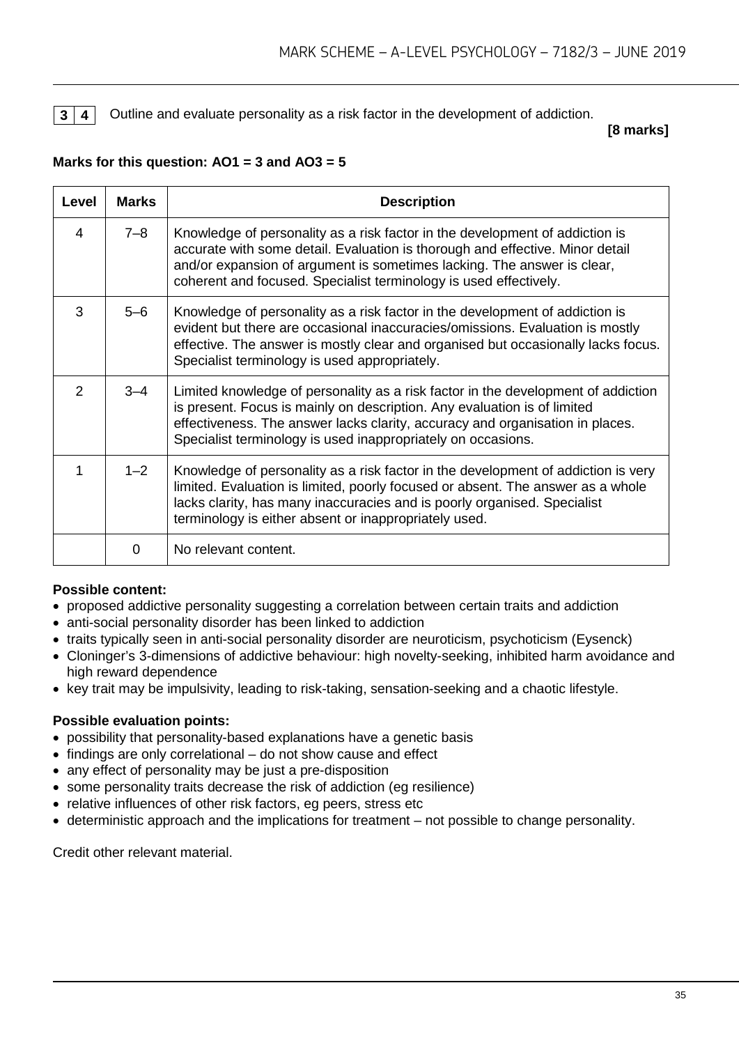**3 4** Outline and evaluate personality as a risk factor in the development of addiction.

**[8 marks]**

**Marks for this question: AO1 = 3 and AO3 = 5**

| Level | Marks | Description |
| --- | --- | --- |
| 4 | 7–8 | Knowledge of personality as a risk factor in the development of addiction is accurate with some detail. Evaluation is thorough and effective. Minor detail and/or expansion of argument is sometimes lacking. The answer is clear, coherent and focused. Specialist terminology is used effectively. |
| 3 | 5–6 | Knowledge of personality as a risk factor in the development of addiction is evident but there are occasional inaccuracies/omissions. Evaluation is mostly effective. The answer is mostly clear and organised but occasionally lacks focus. Specialist terminology is used appropriately. |
| 2 | 3–4 | Limited knowledge of personality as a risk factor in the development of addiction is present. Focus is mainly on description. Any evaluation is of limited effectiveness. The answer lacks clarity, accuracy and organisation in places. Specialist terminology is used inappropriately on occasions. |
| 1 | 1–2 | Knowledge of personality as a risk factor in the development of addiction is very limited. Evaluation is limited, poorly focused or absent. The answer as a whole lacks clarity, has many inaccuracies and is poorly organised. Specialist terminology is either absent or inappropriately used. |
| | 0 | No relevant content. |

**Possible content:**

- proposed addictive personality suggesting a correlation between certain traits and addiction
- anti-social personality disorder has been linked to addiction
- traits typically seen in anti-social personality disorder are neuroticism, psychoticism (Eysenck)
- Cloninger's 3-dimensions of addictive behaviour: high novelty-seeking, inhibited harm avoidance and high reward dependence
- key trait may be impulsivity, leading to risk-taking, sensation-seeking and a chaotic lifestyle.

**Possible evaluation points:**

- possibility that personality-based explanations have a genetic basis
- findings are only correlational – do not show cause and effect
- any effect of personality may be just a pre-disposition
- some personality traits decrease the risk of addiction (eg resilience)
- relative influences of other risk factors, eg peers, stress etc
- deterministic approach and the implications for treatment – not possible to change personality.

Credit other relevant material.